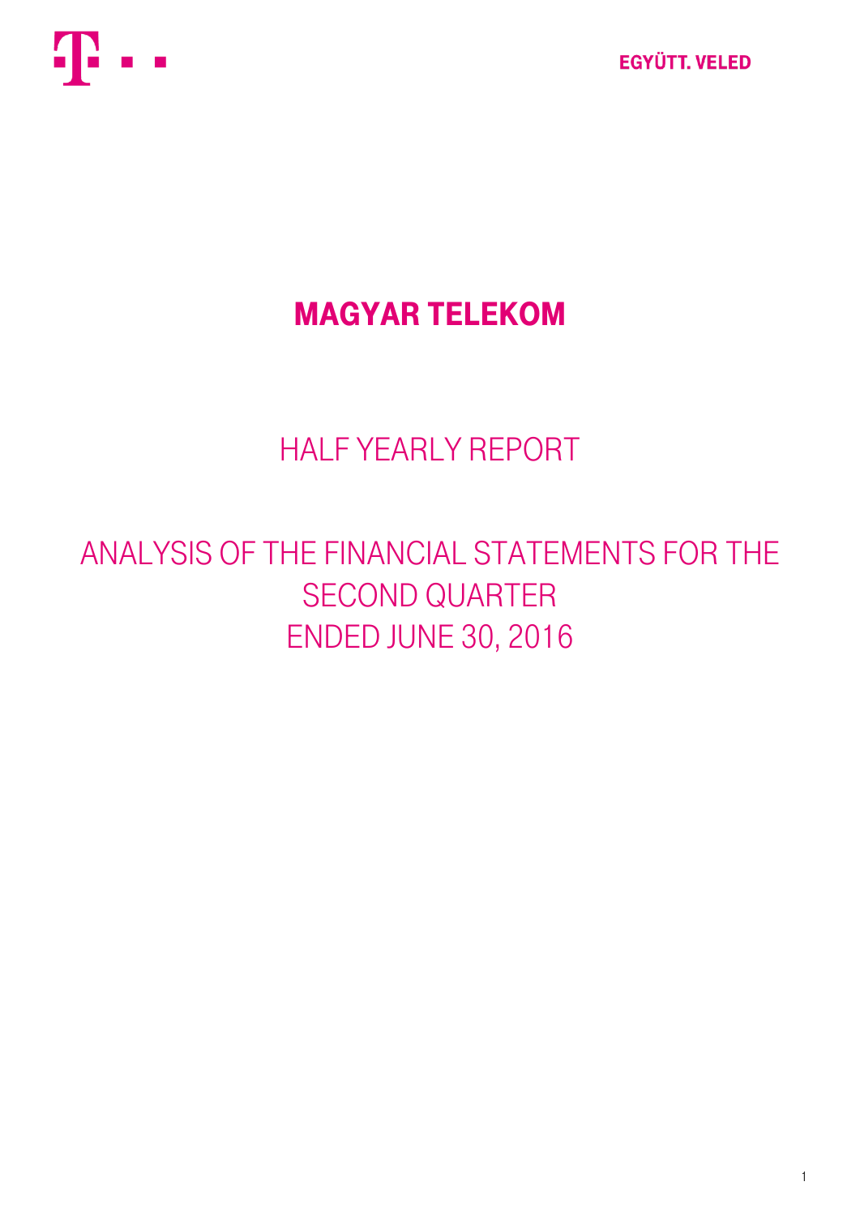EGYÜTT. VELED

# MAGYAR TELEKOM

## HALF YEARLY REPORT

## ANALYSIS OF THE FINANCIAL STATEMENTS FOR THE SECOND QUARTER ENDED JUNE 30, 2016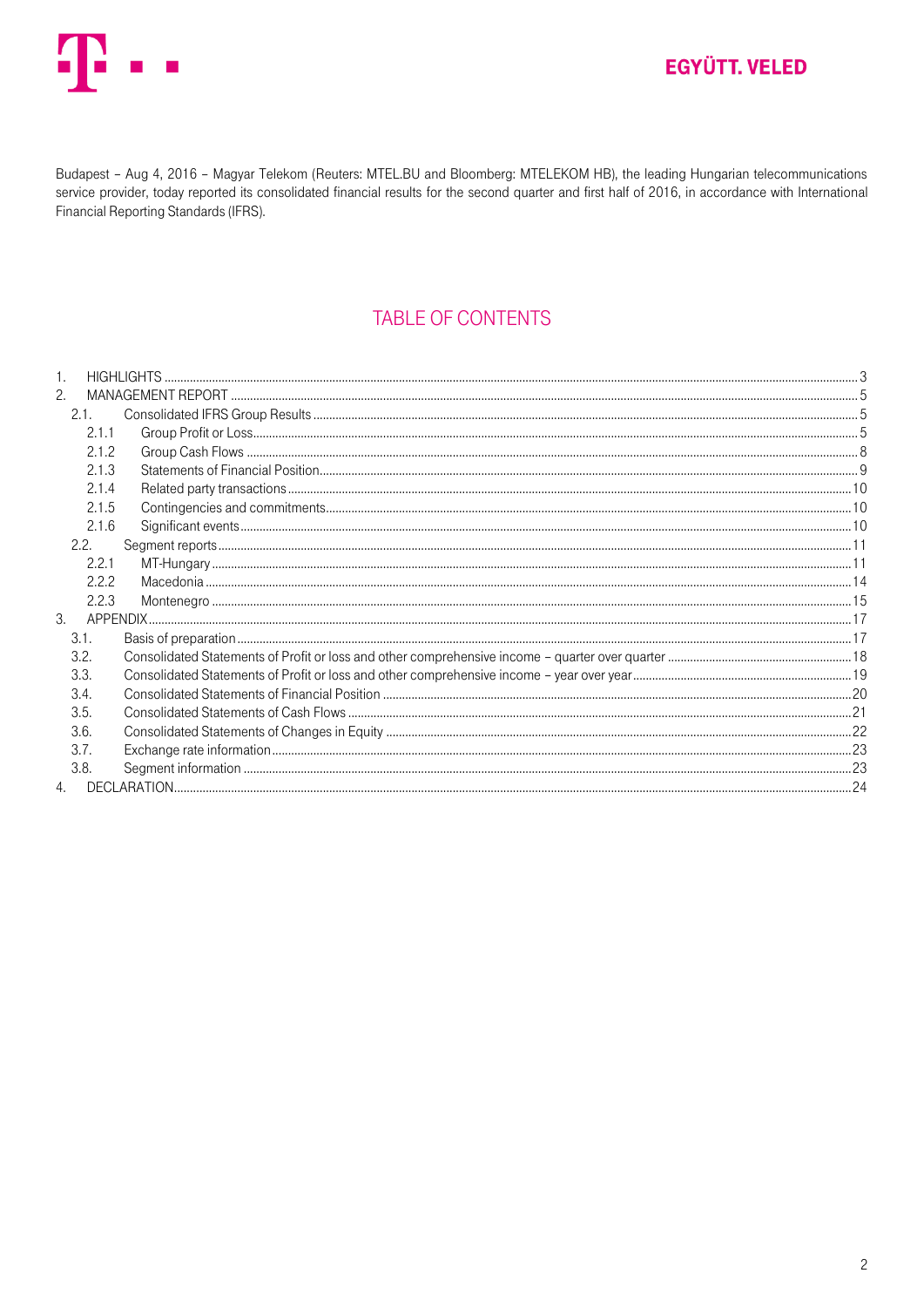Budapest – Aug 4, 2016 – Magyar Telekom (Reuters: MTEL.BU and Bloomberg: MTELEKOM HB), the leading Hungarian telecommunications service provider, today reported its consolidated financial results for the second quarter and first half of 2016, in accordance with International Financial Reporting Standards (IFRS).

## TABLE OF CONTENTS

1. HIGHLIGHTS ........ 3
2. MANAGEMENT REPORT ........ 5
   - 2.1. Consolidated IFRS Group Results ........ 5
     - 2.1.1 Group Profit or Loss ........ 5
     - 2.1.2 Group Cash Flows ........ 8
     - 2.1.3 Statements of Financial Position ........ 9
     - 2.1.4 Related party transactions ........ 10
     - 2.1.5 Contingencies and commitments ........ 10
     - 2.1.6 Significant events ........ 10
   - 2.2. Segment reports ........ 11
     - 2.2.1 MT-Hungary ........ 11
     - 2.2.2 Macedonia ........ 14
     - 2.2.3 Montenegro ........ 15
3. APPENDIX ........ 17
   - 3.1. Basis of preparation ........ 17
   - 3.2. Consolidated Statements of Profit or loss and other comprehensive income – quarter over quarter ........ 18
   - 3.3. Consolidated Statements of Profit or loss and other comprehensive income – year over year ........ 19
   - 3.4. Consolidated Statements of Financial Position ........ 20
   - 3.5. Consolidated Statements of Cash Flows ........ 21
   - 3.6. Consolidated Statements of Changes in Equity ........ 22
   - 3.7. Exchange rate information ........ 23
   - 3.8. Segment information ........ 23
4. DECLARATION ........ 24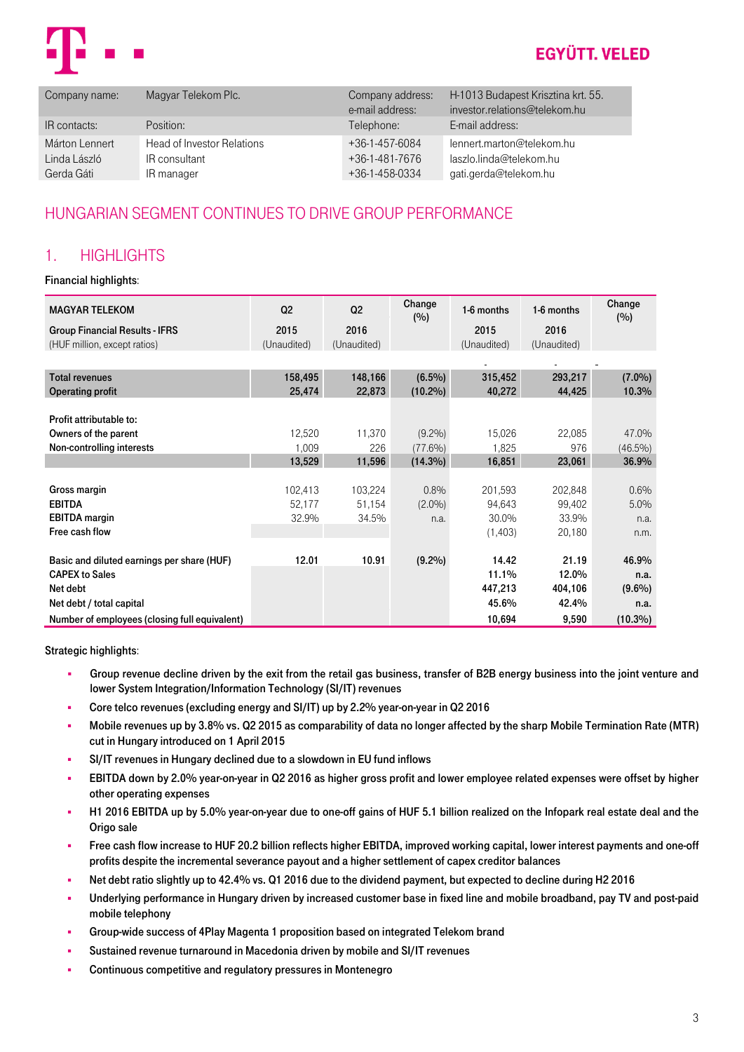EGYÜTT. VELED

| Company name: | Magyar Telekom Plc. | Company address: e-mail address: | H-1013 Budapest Krisztina krt. 55. investor.relations@telekom.hu |
|---|---|---|---|
| IR contacts: | Position: | Telephone: | E-mail address: |
| Márton Lennert | Head of Investor Relations | +36-1-457-6084 | lennert.marton@telekom.hu |
| Linda László | IR consultant | +36-1-481-7676 | laszlo.linda@telekom.hu |
| Gerda Gáti | IR manager | +36-1-458-0334 | gati.gerda@telekom.hu |

# HUNGARIAN SEGMENT CONTINUES TO DRIVE GROUP PERFORMANCE

## 1. HIGHLIGHTS

Financial highlights:

| MAGYAR TELEKOM<br>Group Financial Results - IFRS<br>(HUF million, except ratios) | Q2 2015 (Unaudited) | Q2 2016 (Unaudited) | Change (%) | 1-6 months 2015 (Unaudited) | 1-6 months 2016 (Unaudited) | Change (%) |
|---|---|---|---|---|---|---|
| **Total revenues** | **158,495** | **148,166** | **(6.5%)** | **315,452** | **293,217** | **(7.0%)** |
| **Operating profit** | **25,474** | **22,873** | **(10.2%)** | **40,272** | **44,425** | **10.3%** |
| **Profit attributable to:** | | | | | | |
| **Owners of the parent** | 12,520 | 11,370 | (9.2%) | 15,026 | 22,085 | 47.0% |
| **Non-controlling interests** | 1,009 | 226 | (77.6%) | 1,825 | 976 | (46.5%) |
| | **13,529** | **11,596** | **(14.3%)** | **16,851** | **23,061** | **36.9%** |
| **Gross margin** | 102,413 | 103,224 | 0.8% | 201,593 | 202,848 | 0.6% |
| **EBITDA** | 52,177 | 51,154 | (2.0%) | 94,643 | 99,402 | 5.0% |
| **EBITDA margin** | 32.9% | 34.5% | n.a. | 30.0% | 33.9% | n.a. |
| **Free cash flow** | | | | (1,403) | 20,180 | n.m. |
| **Basic and diluted earnings per share (HUF)** | **12.01** | **10.91** | **(9.2%)** | **14.42** | **21.19** | **46.9%** |
| **CAPEX to Sales** | | | | 11.1% | 12.0% | **n.a.** |
| **Net debt** | | | | 447,213 | 404,106 | **(9.6%)** |
| **Net debt / total capital** | | | | 45.6% | 42.4% | **n.a.** |
| **Number of employees (closing full equivalent)** | | | | **10,694** | **9,590** | **(10.3%)** |

Strategic highlights:

- Group revenue decline driven by the exit from the retail gas business, transfer of B2B energy business into the joint venture and lower System Integration/Information Technology (SI/IT) revenues
- Core telco revenues (excluding energy and SI/IT) up by 2.2% year-on-year in Q2 2016
- Mobile revenues up by 3.8% vs. Q2 2015 as comparability of data no longer affected by the sharp Mobile Termination Rate (MTR) cut in Hungary introduced on 1 April 2015
- SI/IT revenues in Hungary declined due to a slowdown in EU fund inflows
- EBITDA down by 2.0% year-on-year in Q2 2016 as higher gross profit and lower employee related expenses were offset by higher other operating expenses
- H1 2016 EBITDA up by 5.0% year-on-year due to one-off gains of HUF 5.1 billion realized on the Infopark real estate deal and the Origo sale
- Free cash flow increase to HUF 20.2 billion reflects higher EBITDA, improved working capital, lower interest payments and one-off profits despite the incremental severance payout and a higher settlement of capex creditor balances
- Net debt ratio slightly up to 42.4% vs. Q1 2016 due to the dividend payment, but expected to decline during H2 2016
- Underlying performance in Hungary driven by increased customer base in fixed line and mobile broadband, pay TV and post-paid mobile telephony
- Group-wide success of 4Play Magenta 1 proposition based on integrated Telekom brand
- Sustained revenue turnaround in Macedonia driven by mobile and SI/IT revenues
- Continuous competitive and regulatory pressures in Montenegro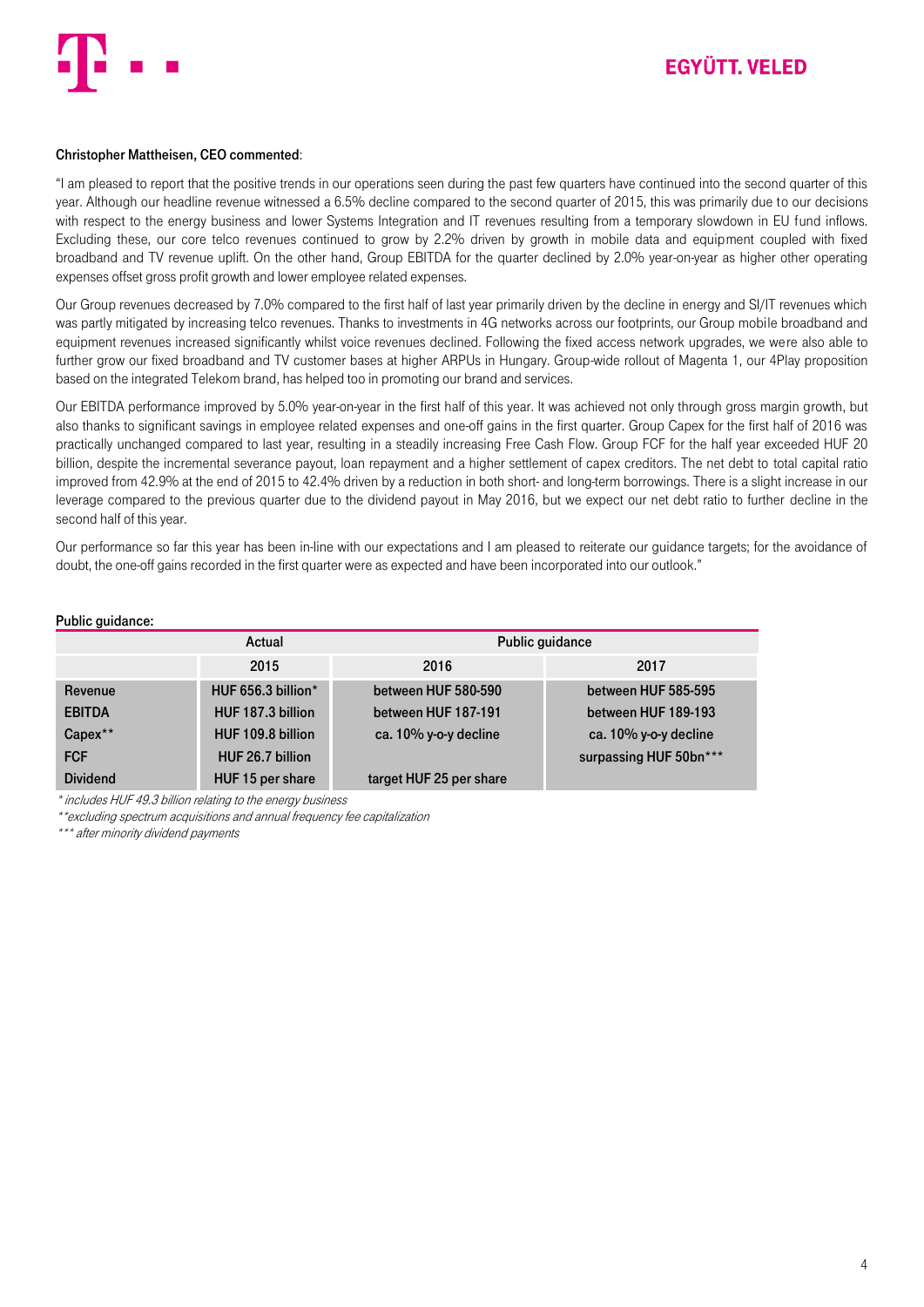**Christopher Mattheisen, CEO commented**:

"I am pleased to report that the positive trends in our operations seen during the past few quarters have continued into the second quarter of this year. Although our headline revenue witnessed a 6.5% decline compared to the second quarter of 2015, this was primarily due to our decisions with respect to the energy business and lower Systems Integration and IT revenues resulting from a temporary slowdown in EU fund inflows. Excluding these, our core telco revenues continued to grow by 2.2% driven by growth in mobile data and equipment coupled with fixed broadband and TV revenue uplift. On the other hand, Group EBITDA for the quarter declined by 2.0% year-on-year as higher other operating expenses offset gross profit growth and lower employee related expenses.

Our Group revenues decreased by 7.0% compared to the first half of last year primarily driven by the decline in energy and SI/IT revenues which was partly mitigated by increasing telco revenues. Thanks to investments in 4G networks across our footprints, our Group mobile broadband and equipment revenues increased significantly whilst voice revenues declined. Following the fixed access network upgrades, we were also able to further grow our fixed broadband and TV customer bases at higher ARPUs in Hungary. Group-wide rollout of Magenta 1, our 4Play proposition based on the integrated Telekom brand, has helped too in promoting our brand and services.

Our EBITDA performance improved by 5.0% year-on-year in the first half of this year. It was achieved not only through gross margin growth, but also thanks to significant savings in employee related expenses and one-off gains in the first quarter. Group Capex for the first half of 2016 was practically unchanged compared to last year, resulting in a steadily increasing Free Cash Flow. Group FCF for the half year exceeded HUF 20 billion, despite the incremental severance payout, loan repayment and a higher settlement of capex creditors. The net debt to total capital ratio improved from 42.9% at the end of 2015 to 42.4% driven by a reduction in both short- and long-term borrowings. There is a slight increase in our leverage compared to the previous quarter due to the dividend payout in May 2016, but we expect our net debt ratio to further decline in the second half of this year.

Our performance so far this year has been in-line with our expectations and I am pleased to reiterate our guidance targets; for the avoidance of doubt, the one-off gains recorded in the first quarter were as expected and have been incorporated into our outlook."

**Public guidance:**

| | Actual | Public guidance | |
|---|---|---|---|
| | 2015 | 2016 | 2017 |
| **Revenue** | HUF 656.3 billion* | between HUF 580-590 | between HUF 585-595 |
| **EBITDA** | HUF 187.3 billion | between HUF 187-191 | between HUF 189-193 |
| **Capex**** | HUF 109.8 billion | ca. 10% y-o-y decline | ca. 10% y-o-y decline |
| **FCF** | HUF 26.7 billion | | surpassing HUF 50bn*** |
| **Dividend** | HUF 15 per share | target HUF 25 per share | |

*\* includes HUF 49.3 billion relating to the energy business*

*\*\*excluding spectrum acquisitions and annual frequency fee capitalization*

*\*\*\* after minority dividend payments*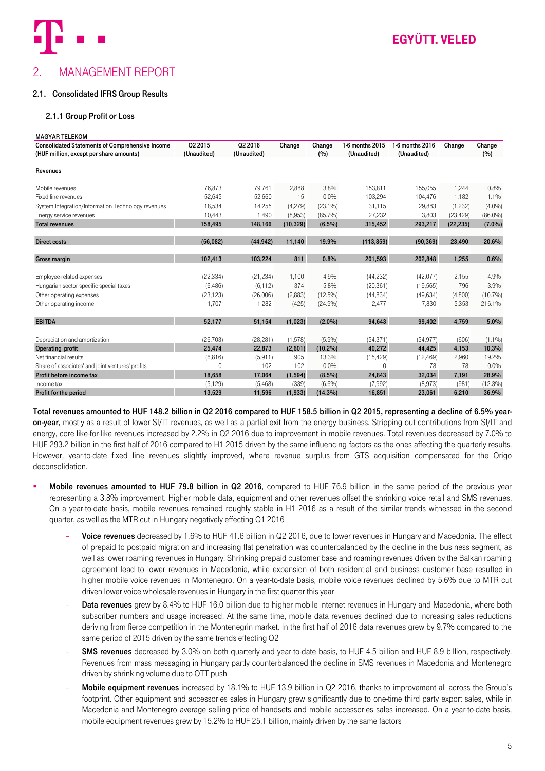# 2. MANAGEMENT REPORT

## 2.1. Consolidated IFRS Group Results

### 2.1.1 Group Profit or Loss

MAGYAR TELEKOM

| Consolidated Statements of Comprehensive Income (HUF million, except per share amounts) | Q2 2015 (Unaudited) | Q2 2016 (Unaudited) | Change | Change (%) | 1-6 months 2015 (Unaudited) | 1-6 months 2016 (Unaudited) | Change | Change (%) |
|---|---|---|---|---|---|---|---|---|
| **Revenues** | | | | | | | | |
| Mobile revenues | 76,873 | 79,761 | 2,888 | 3.8% | 153,811 | 155,055 | 1,244 | 0.8% |
| Fixed line revenues | 52,645 | 52,660 | 15 | 0.0% | 103,294 | 104,476 | 1,182 | 1.1% |
| System Integration/Information Technology revenues | 18,534 | 14,255 | (4,279) | (23.1%) | 31,115 | 29,883 | (1,232) | (4.0%) |
| Energy service revenues | 10,443 | 1,490 | (8,953) | (85.7%) | 27,232 | 3,803 | (23,429) | (86.0%) |
| **Total revenues** | **158,495** | **148,166** | **(10,329)** | **(6.5%)** | **315,452** | **293,217** | **(22,235)** | **(7.0%)** |
| **Direct costs** | **(56,082)** | **(44,942)** | **11,140** | **19.9%** | **(113,859)** | **(90,369)** | **23,490** | **20.6%** |
| **Gross margin** | **102,413** | **103,224** | **811** | **0.8%** | **201,593** | **202,848** | **1,255** | **0.6%** |
| Employee-related expenses | (22,334) | (21,234) | 1,100 | 4.9% | (44,232) | (42,077) | 2,155 | 4.9% |
| Hungarian sector specific special taxes | (6,486) | (6,112) | 374 | 5.8% | (20,361) | (19,565) | 796 | 3.9% |
| Other operating expenses | (23,123) | (26,006) | (2,883) | (12.5%) | (44,834) | (49,634) | (4,800) | (10.7%) |
| Other operating income | 1,707 | 1,282 | (425) | (24.9%) | 2,477 | 7,830 | 5,353 | 216.1% |
| **EBITDA** | **52,177** | **51,154** | **(1,023)** | **(2.0%)** | **94,643** | **99,402** | **4,759** | **5.0%** |
| Depreciation and amortization | (26,703) | (28,281) | (1,578) | (5.9%) | (54,371) | (54,977) | (606) | (1.1%) |
| **Operating profit** | **25,474** | **22,873** | **(2,601)** | **(10.2%)** | **40,272** | **44,425** | **4,153** | **10.3%** |
| Net financial results | (6,816) | (5,911) | 905 | 13.3% | (15,429) | (12,469) | 2,960 | 19.2% |
| Share of associates' and joint ventures' profits | 0 | 102 | 102 | 0.0% | 0 | 78 | 78 | 0.0% |
| **Profit before income tax** | **18,658** | **17,064** | **(1,594)** | **(8.5%)** | **24,843** | **32,034** | **7,191** | **28.9%** |
| Income tax | (5,129) | (5,468) | (339) | (6.6%) | (7,992) | (8,973) | (981) | (12.3%) |
| **Profit for the period** | **13,529** | **11,596** | **(1,933)** | **(14.3%)** | **16,851** | **23,061** | **6,210** | **36.9%** |

**Total revenues amounted to HUF 148.2 billion in Q2 2016 compared to HUF 158.5 billion in Q2 2015, representing a decline of 6.5% year-on-year**, mostly as a result of lower SI/IT revenues, as well as a partial exit from the energy business. Stripping out contributions from SI/IT and energy, core like-for-like revenues increased by 2.2% in Q2 2016 due to improvement in mobile revenues. Total revenues decreased by 7.0% to HUF 293.2 billion in the first half of 2016 compared to H1 2015 driven by the same influencing factors as the ones affecting the quarterly results. However, year-to-date fixed line revenues slightly improved, where revenue surplus from GTS acquisition compensated for the Origo deconsolidation.

- **Mobile revenues amounted to HUF 79.8 billion in Q2 2016**, compared to HUF 76.9 billion in the same period of the previous year representing a 3.8% improvement. Higher mobile data, equipment and other revenues offset the shrinking voice retail and SMS revenues. On a year-to-date basis, mobile revenues remained roughly stable in H1 2016 as a result of the similar trends witnessed in the second quarter, as well as the MTR cut in Hungary negatively effecting Q1 2016
  - **Voice revenues** decreased by 1.6% to HUF 41.6 billion in Q2 2016, due to lower revenues in Hungary and Macedonia. The effect of prepaid to postpaid migration and increasing flat penetration was counterbalanced by the decline in the business segment, as well as lower roaming revenues in Hungary. Shrinking prepaid customer base and roaming revenues driven by the Balkan roaming agreement lead to lower revenues in Macedonia, while expansion of both residential and business customer base resulted in higher mobile voice revenues in Montenegro. On a year-to-date basis, mobile voice revenues declined by 5.6% due to MTR cut driven lower voice wholesale revenues in Hungary in the first quarter this year
  - **Data revenues** grew by 8.4% to HUF 16.0 billion due to higher mobile internet revenues in Hungary and Macedonia, where both subscriber numbers and usage increased. At the same time, mobile data revenues declined due to increasing sales reductions deriving from fierce competition in the Montenegrin market. In the first half of 2016 data revenues grew by 9.7% compared to the same period of 2015 driven by the same trends effecting Q2
  - **SMS revenues** decreased by 3.0% on both quarterly and year-to-date basis, to HUF 4.5 billion and HUF 8.9 billion, respectively. Revenues from mass messaging in Hungary partly counterbalanced the decline in SMS revenues in Macedonia and Montenegro driven by shrinking volume due to OTT push
  - **Mobile equipment revenues** increased by 18.1% to HUF 13.9 billion in Q2 2016, thanks to improvement all across the Group's footprint. Other equipment and accessories sales in Hungary grew significantly due to one-time third party export sales, while in Macedonia and Montenegro average selling price of handsets and mobile accessories sales increased. On a year-to-date basis, mobile equipment revenues grew by 15.2% to HUF 25.1 billion, mainly driven by the same factors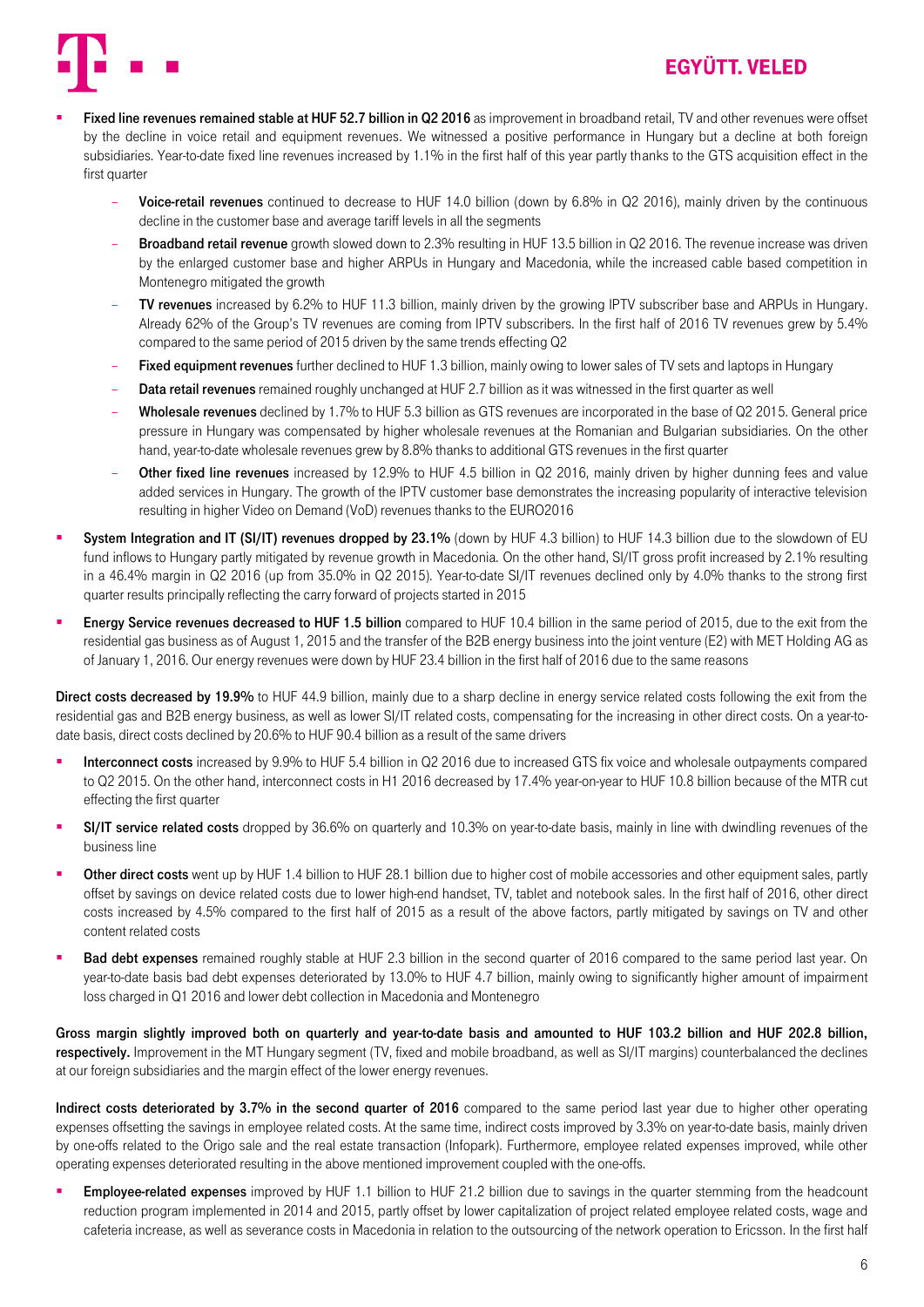- **Fixed line revenues remained stable at HUF 52.7 billion in Q2 2016** as improvement in broadband retail, TV and other revenues were offset by the decline in voice retail and equipment revenues. We witnessed a positive performance in Hungary but a decline at both foreign subsidiaries. Year-to-date fixed line revenues increased by 1.1% in the first half of this year partly thanks to the GTS acquisition effect in the first quarter
  - **Voice-retail revenues** continued to decrease to HUF 14.0 billion (down by 6.8% in Q2 2016), mainly driven by the continuous decline in the customer base and average tariff levels in all the segments
  - **Broadband retail revenue** growth slowed down to 2.3% resulting in HUF 13.5 billion in Q2 2016. The revenue increase was driven by the enlarged customer base and higher ARPUs in Hungary and Macedonia, while the increased cable based competition in Montenegro mitigated the growth
  - **TV revenues** increased by 6.2% to HUF 11.3 billion, mainly driven by the growing IPTV subscriber base and ARPUs in Hungary. Already 62% of the Group's TV revenues are coming from IPTV subscribers. In the first half of 2016 TV revenues grew by 5.4% compared to the same period of 2015 driven by the same trends effecting Q2
  - **Fixed equipment revenues** further declined to HUF 1.3 billion, mainly owing to lower sales of TV sets and laptops in Hungary
  - **Data retail revenues** remained roughly unchanged at HUF 2.7 billion as it was witnessed in the first quarter as well
  - **Wholesale revenues** declined by 1.7% to HUF 5.3 billion as GTS revenues are incorporated in the base of Q2 2015. General price pressure in Hungary was compensated by higher wholesale revenues at the Romanian and Bulgarian subsidiaries. On the other hand, year-to-date wholesale revenues grew by 8.8% thanks to additional GTS revenues in the first quarter
  - **Other fixed line revenues** increased by 12.9% to HUF 4.5 billion in Q2 2016, mainly driven by higher dunning fees and value added services in Hungary. The growth of the IPTV customer base demonstrates the increasing popularity of interactive television resulting in higher Video on Demand (VoD) revenues thanks to the EURO2016
- **System Integration and IT (SI/IT) revenues dropped by 23.1%** (down by HUF 4.3 billion) to HUF 14.3 billion due to the slowdown of EU fund inflows to Hungary partly mitigated by revenue growth in Macedonia. On the other hand, SI/IT gross profit increased by 2.1% resulting in a 46.4% margin in Q2 2016 (up from 35.0% in Q2 2015). Year-to-date SI/IT revenues declined only by 4.0% thanks to the strong first quarter results principally reflecting the carry forward of projects started in 2015
- **Energy Service revenues decreased to HUF 1.5 billion** compared to HUF 10.4 billion in the same period of 2015, due to the exit from the residential gas business as of August 1, 2015 and the transfer of the B2B energy business into the joint venture (E2) with MET Holding AG as of January 1, 2016. Our energy revenues were down by HUF 23.4 billion in the first half of 2016 due to the same reasons

**Direct costs decreased by 19.9%** to HUF 44.9 billion, mainly due to a sharp decline in energy service related costs following the exit from the residential gas and B2B energy business, as well as lower SI/IT related costs, compensating for the increasing in other direct costs. On a year-to-date basis, direct costs declined by 20.6% to HUF 90.4 billion as a result of the same drivers

- **Interconnect costs** increased by 9.9% to HUF 5.4 billion in Q2 2016 due to increased GTS fix voice and wholesale outpayments compared to Q2 2015. On the other hand, interconnect costs in H1 2016 decreased by 17.4% year-on-year to HUF 10.8 billion because of the MTR cut effecting the first quarter
- **SI/IT service related costs** dropped by 36.6% on quarterly and 10.3% on year-to-date basis, mainly in line with dwindling revenues of the business line
- **Other direct costs** went up by HUF 1.4 billion to HUF 28.1 billion due to higher cost of mobile accessories and other equipment sales, partly offset by savings on device related costs due to lower high-end handset, TV, tablet and notebook sales. In the first half of 2016, other direct costs increased by 4.5% compared to the first half of 2015 as a result of the above factors, partly mitigated by savings on TV and other content related costs
- **Bad debt expenses** remained roughly stable at HUF 2.3 billion in the second quarter of 2016 compared to the same period last year. On year-to-date basis bad debt expenses deteriorated by 13.0% to HUF 4.7 billion, mainly owing to significantly higher amount of impairment loss charged in Q1 2016 and lower debt collection in Macedonia and Montenegro

**Gross margin slightly improved both on quarterly and year-to-date basis and amounted to HUF 103.2 billion and HUF 202.8 billion, respectively.** Improvement in the MT Hungary segment (TV, fixed and mobile broadband, as well as SI/IT margins) counterbalanced the declines at our foreign subsidiaries and the margin effect of the lower energy revenues.

**Indirect costs deteriorated by 3.7% in the second quarter of 2016** compared to the same period last year due to higher other operating expenses offsetting the savings in employee related costs. At the same time, indirect costs improved by 3.3% on year-to-date basis, mainly driven by one-offs related to the Origo sale and the real estate transaction (Infopark). Furthermore, employee related expenses improved, while other operating expenses deteriorated resulting in the above mentioned improvement coupled with the one-offs.

- **Employee-related expenses** improved by HUF 1.1 billion to HUF 21.2 billion due to savings in the quarter stemming from the headcount reduction program implemented in 2014 and 2015, partly offset by lower capitalization of project related employee related costs, wage and cafeteria increase, as well as severance costs in Macedonia in relation to the outsourcing of the network operation to Ericsson. In the first half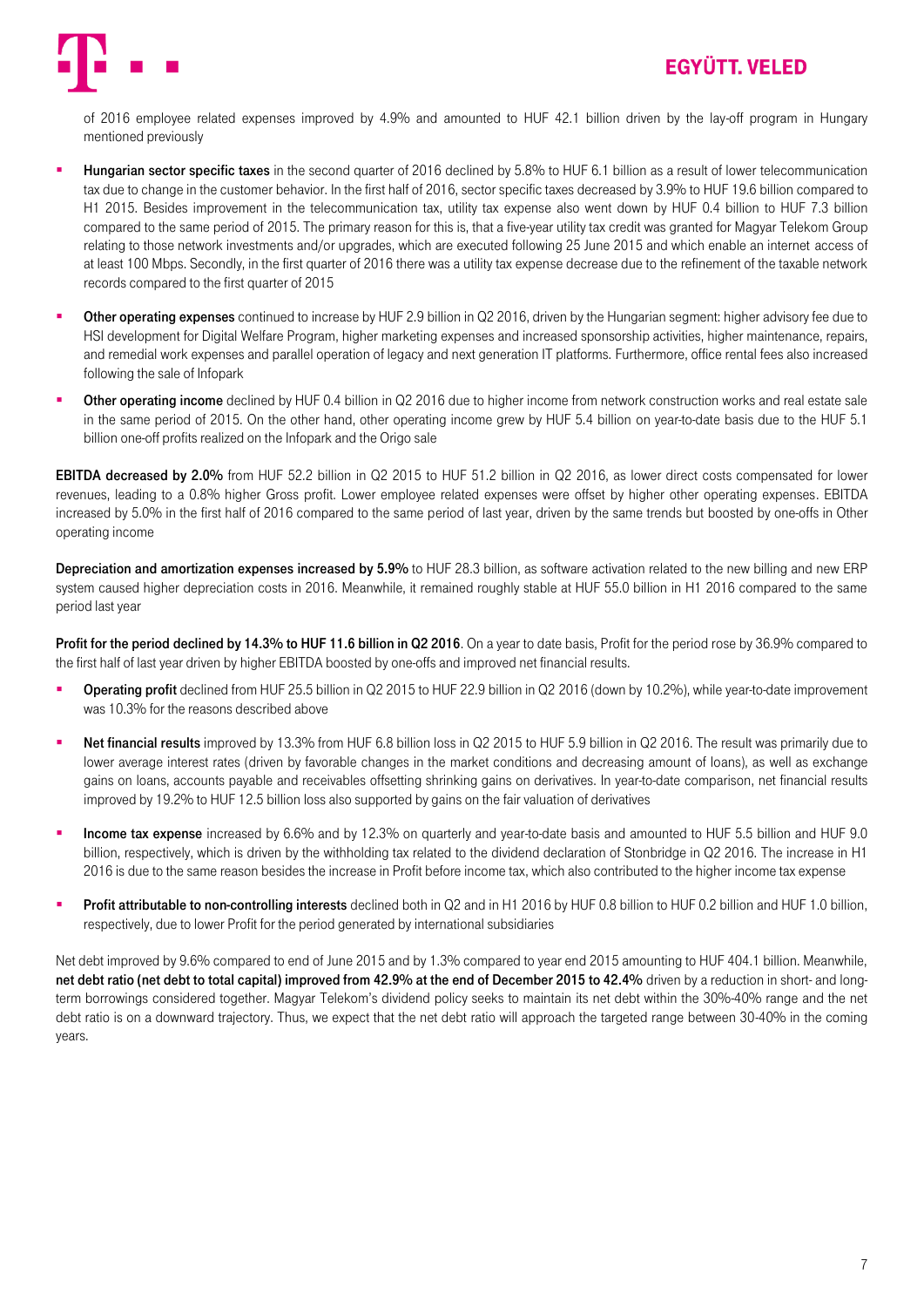of 2016 employee related expenses improved by 4.9% and amounted to HUF 42.1 billion driven by the lay-off program in Hungary mentioned previously

- **Hungarian sector specific taxes** in the second quarter of 2016 declined by 5.8% to HUF 6.1 billion as a result of lower telecommunication tax due to change in the customer behavior. In the first half of 2016, sector specific taxes decreased by 3.9% to HUF 19.6 billion compared to H1 2015. Besides improvement in the telecommunication tax, utility tax expense also went down by HUF 0.4 billion to HUF 7.3 billion compared to the same period of 2015. The primary reason for this is, that a five-year utility tax credit was granted for Magyar Telekom Group relating to those network investments and/or upgrades, which are executed following 25 June 2015 and which enable an internet access of at least 100 Mbps. Secondly, in the first quarter of 2016 there was a utility tax expense decrease due to the refinement of the taxable network records compared to the first quarter of 2015

- **Other operating expenses** continued to increase by HUF 2.9 billion in Q2 2016, driven by the Hungarian segment: higher advisory fee due to HSI development for Digital Welfare Program, higher marketing expenses and increased sponsorship activities, higher maintenance, repairs, and remedial work expenses and parallel operation of legacy and next generation IT platforms. Furthermore, office rental fees also increased following the sale of Infopark

- **Other operating income** declined by HUF 0.4 billion in Q2 2016 due to higher income from network construction works and real estate sale in the same period of 2015. On the other hand, other operating income grew by HUF 5.4 billion on year-to-date basis due to the HUF 5.1 billion one-off profits realized on the Infopark and the Origo sale

**EBITDA decreased by 2.0%** from HUF 52.2 billion in Q2 2015 to HUF 51.2 billion in Q2 2016, as lower direct costs compensated for lower revenues, leading to a 0.8% higher Gross profit. Lower employee related expenses were offset by higher other operating expenses. EBITDA increased by 5.0% in the first half of 2016 compared to the same period of last year, driven by the same trends but boosted by one-offs in Other operating income

**Depreciation and amortization expenses increased by 5.9%** to HUF 28.3 billion, as software activation related to the new billing and new ERP system caused higher depreciation costs in 2016. Meanwhile, it remained roughly stable at HUF 55.0 billion in H1 2016 compared to the same period last year

**Profit for the period declined by 14.3% to HUF 11.6 billion in Q2 2016**. On a year to date basis, Profit for the period rose by 36.9% compared to the first half of last year driven by higher EBITDA boosted by one-offs and improved net financial results.

- **Operating profit** declined from HUF 25.5 billion in Q2 2015 to HUF 22.9 billion in Q2 2016 (down by 10.2%), while year-to-date improvement was 10.3% for the reasons described above

- **Net financial results** improved by 13.3% from HUF 6.8 billion loss in Q2 2015 to HUF 5.9 billion in Q2 2016. The result was primarily due to lower average interest rates (driven by favorable changes in the market conditions and decreasing amount of loans), as well as exchange gains on loans, accounts payable and receivables offsetting shrinking gains on derivatives. In year-to-date comparison, net financial results improved by 19.2% to HUF 12.5 billion loss also supported by gains on the fair valuation of derivatives

- **Income tax expense** increased by 6.6% and by 12.3% on quarterly and year-to-date basis and amounted to HUF 5.5 billion and HUF 9.0 billion, respectively, which is driven by the withholding tax related to the dividend declaration of Stonbridge in Q2 2016. The increase in H1 2016 is due to the same reason besides the increase in Profit before income tax, which also contributed to the higher income tax expense

- **Profit attributable to non-controlling interests** declined both in Q2 and in H1 2016 by HUF 0.8 billion to HUF 0.2 billion and HUF 1.0 billion, respectively, due to lower Profit for the period generated by international subsidiaries

Net debt improved by 9.6% compared to end of June 2015 and by 1.3% compared to year end 2015 amounting to HUF 404.1 billion. Meanwhile, **net debt ratio (net debt to total capital) improved from 42.9% at the end of December 2015 to 42.4%** driven by a reduction in short- and long-term borrowings considered together. Magyar Telekom's dividend policy seeks to maintain its net debt within the 30%-40% range and the net debt ratio is on a downward trajectory. Thus, we expect that the net debt ratio will approach the targeted range between 30-40% in the coming years.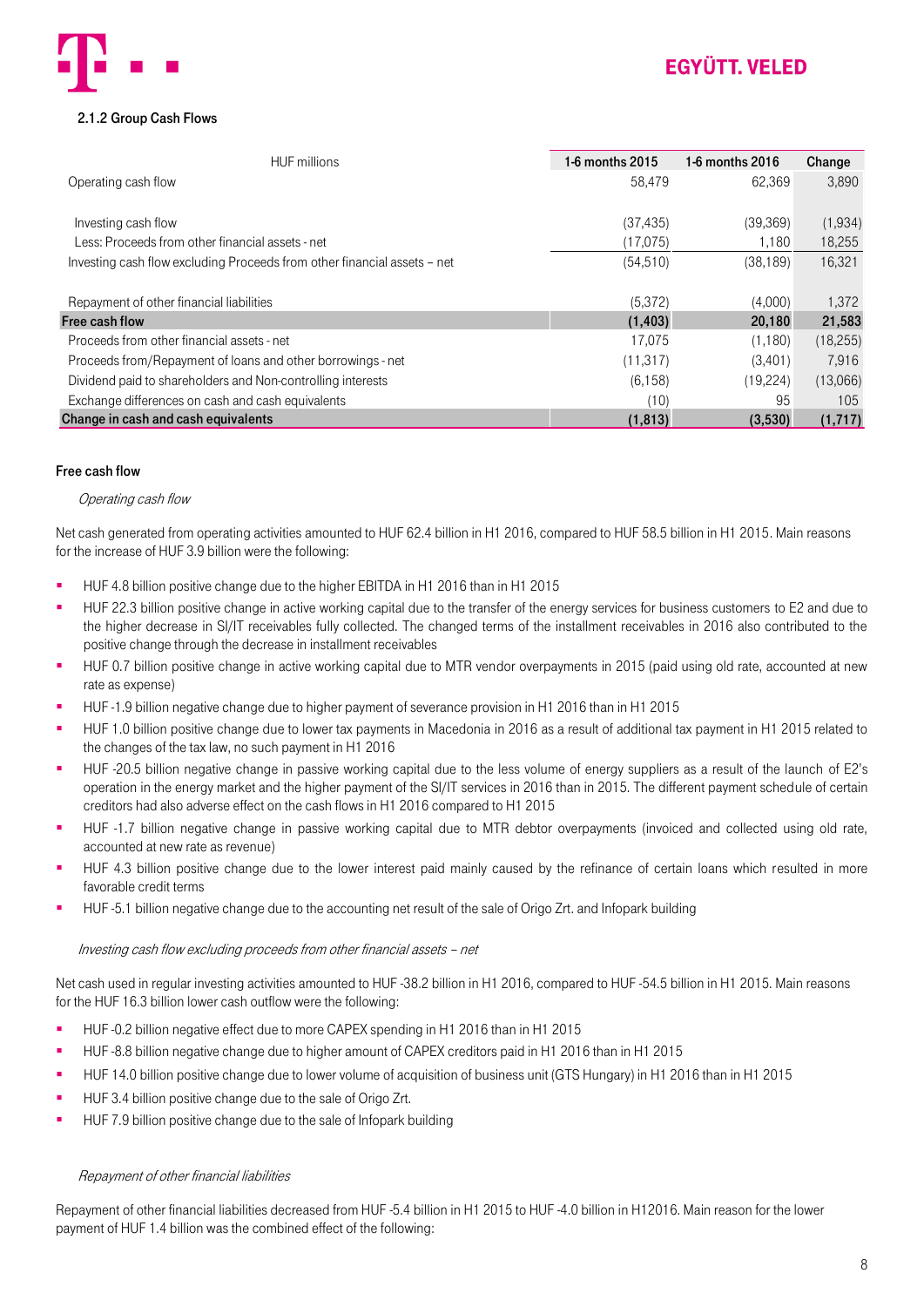### 2.1.2 Group Cash Flows

| HUF millions | 1-6 months 2015 | 1-6 months 2016 | Change |
|---|---|---|---|
| Operating cash flow | 58,479 | 62,369 | 3,890 |
| | | | |
| Investing cash flow | (37,435) | (39,369) | (1,934) |
| Less: Proceeds from other financial assets - net | (17,075) | 1,180 | 18,255 |
| Investing cash flow excluding Proceeds from other financial assets – net | (54,510) | (38,189) | 16,321 |
| | | | |
| Repayment of other financial liabilities | (5,372) | (4,000) | 1,372 |
| **Free cash flow** | **(1,403)** | **20,180** | **21,583** |
| Proceeds from other financial assets - net | 17,075 | (1,180) | (18,255) |
| Proceeds from/Repayment of loans and other borrowings - net | (11,317) | (3,401) | 7,916 |
| Dividend paid to shareholders and Non-controlling interests | (6,158) | (19,224) | (13,066) |
| Exchange differences on cash and cash equivalents | (10) | 95 | 105 |
| **Change in cash and cash equivalents** | **(1,813)** | **(3,530)** | **(1,717)** |

#### Free cash flow

*Operating cash flow*

Net cash generated from operating activities amounted to HUF 62.4 billion in H1 2016, compared to HUF 58.5 billion in H1 2015. Main reasons for the increase of HUF 3.9 billion were the following:

- HUF 4.8 billion positive change due to the higher EBITDA in H1 2016 than in H1 2015
- HUF 22.3 billion positive change in active working capital due to the transfer of the energy services for business customers to E2 and due to the higher decrease in SI/IT receivables fully collected. The changed terms of the installment receivables in 2016 also contributed to the positive change through the decrease in installment receivables
- HUF 0.7 billion positive change in active working capital due to MTR vendor overpayments in 2015 (paid using old rate, accounted at new rate as expense)
- HUF -1.9 billion negative change due to higher payment of severance provision in H1 2016 than in H1 2015
- HUF 1.0 billion positive change due to lower tax payments in Macedonia in 2016 as a result of additional tax payment in H1 2015 related to the changes of the tax law, no such payment in H1 2016
- HUF -20.5 billion negative change in passive working capital due to the less volume of energy suppliers as a result of the launch of E2's operation in the energy market and the higher payment of the SI/IT services in 2016 than in 2015. The different payment schedule of certain creditors had also adverse effect on the cash flows in H1 2016 compared to H1 2015
- HUF -1.7 billion negative change in passive working capital due to MTR debtor overpayments (invoiced and collected using old rate, accounted at new rate as revenue)
- HUF 4.3 billion positive change due to the lower interest paid mainly caused by the refinance of certain loans which resulted in more favorable credit terms
- HUF -5.1 billion negative change due to the accounting net result of the sale of Origo Zrt. and Infopark building

*Investing cash flow excluding proceeds from other financial assets – net*

Net cash used in regular investing activities amounted to HUF -38.2 billion in H1 2016, compared to HUF -54.5 billion in H1 2015. Main reasons for the HUF 16.3 billion lower cash outflow were the following:

- HUF -0.2 billion negative effect due to more CAPEX spending in H1 2016 than in H1 2015
- HUF -8.8 billion negative change due to higher amount of CAPEX creditors paid in H1 2016 than in H1 2015
- HUF 14.0 billion positive change due to lower volume of acquisition of business unit (GTS Hungary) in H1 2016 than in H1 2015
- HUF 3.4 billion positive change due to the sale of Origo Zrt.
- HUF 7.9 billion positive change due to the sale of Infopark building

*Repayment of other financial liabilities*

Repayment of other financial liabilities decreased from HUF -5.4 billion in H1 2015 to HUF -4.0 billion in H12016. Main reason for the lower payment of HUF 1.4 billion was the combined effect of the following: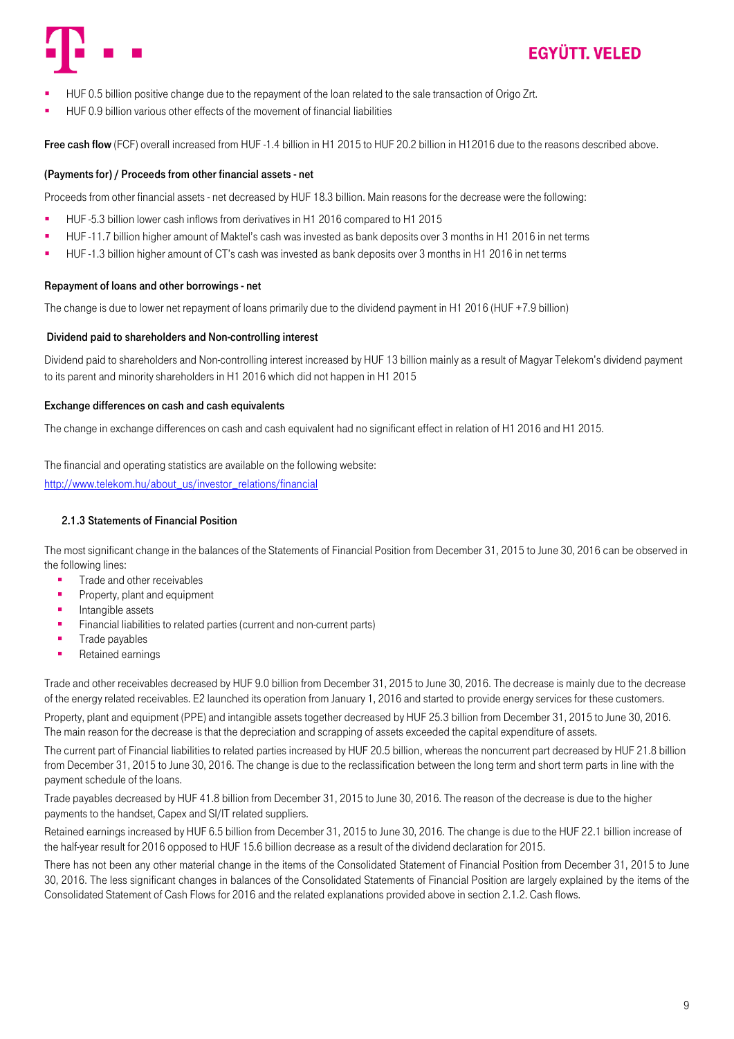- HUF 0.5 billion positive change due to the repayment of the loan related to the sale transaction of Origo Zrt.
- HUF 0.9 billion various other effects of the movement of financial liabilities

**Free cash flow** (FCF) overall increased from HUF -1.4 billion in H1 2015 to HUF 20.2 billion in H12016 due to the reasons described above.

**(Payments for) / Proceeds from other financial assets - net**

Proceeds from other financial assets - net decreased by HUF 18.3 billion. Main reasons for the decrease were the following:

- HUF -5.3 billion lower cash inflows from derivatives in H1 2016 compared to H1 2015
- HUF -11.7 billion higher amount of Maktel's cash was invested as bank deposits over 3 months in H1 2016 in net terms
- HUF -1.3 billion higher amount of CT's cash was invested as bank deposits over 3 months in H1 2016 in net terms

**Repayment of loans and other borrowings - net**

The change is due to lower net repayment of loans primarily due to the dividend payment in H1 2016 (HUF +7.9 billion)

**Dividend paid to shareholders and Non-controlling interest**

Dividend paid to shareholders and Non-controlling interest increased by HUF 13 billion mainly as a result of Magyar Telekom's dividend payment to its parent and minority shareholders in H1 2016 which did not happen in H1 2015

**Exchange differences on cash and cash equivalents**

The change in exchange differences on cash and cash equivalent had no significant effect in relation of H1 2016 and H1 2015.

The financial and operating statistics are available on the following website:
http://www.telekom.hu/about_us/investor_relations/financial

### 2.1.3 Statements of Financial Position

The most significant change in the balances of the Statements of Financial Position from December 31, 2015 to June 30, 2016 can be observed in the following lines:

- Trade and other receivables
- Property, plant and equipment
- Intangible assets
- Financial liabilities to related parties (current and non-current parts)
- Trade payables
- Retained earnings

Trade and other receivables decreased by HUF 9.0 billion from December 31, 2015 to June 30, 2016. The decrease is mainly due to the decrease of the energy related receivables. E2 launched its operation from January 1, 2016 and started to provide energy services for these customers.

Property, plant and equipment (PPE) and intangible assets together decreased by HUF 25.3 billion from December 31, 2015 to June 30, 2016. The main reason for the decrease is that the depreciation and scrapping of assets exceeded the capital expenditure of assets.

The current part of Financial liabilities to related parties increased by HUF 20.5 billion, whereas the noncurrent part decreased by HUF 21.8 billion from December 31, 2015 to June 30, 2016. The change is due to the reclassification between the long term and short term parts in line with the payment schedule of the loans.

Trade payables decreased by HUF 41.8 billion from December 31, 2015 to June 30, 2016. The reason of the decrease is due to the higher payments to the handset, Capex and SI/IT related suppliers.

Retained earnings increased by HUF 6.5 billion from December 31, 2015 to June 30, 2016. The change is due to the HUF 22.1 billion increase of the half-year result for 2016 opposed to HUF 15.6 billion decrease as a result of the dividend declaration for 2015.

There has not been any other material change in the items of the Consolidated Statement of Financial Position from December 31, 2015 to June 30, 2016. The less significant changes in balances of the Consolidated Statements of Financial Position are largely explained by the items of the Consolidated Statement of Cash Flows for 2016 and the related explanations provided above in section 2.1.2. Cash flows.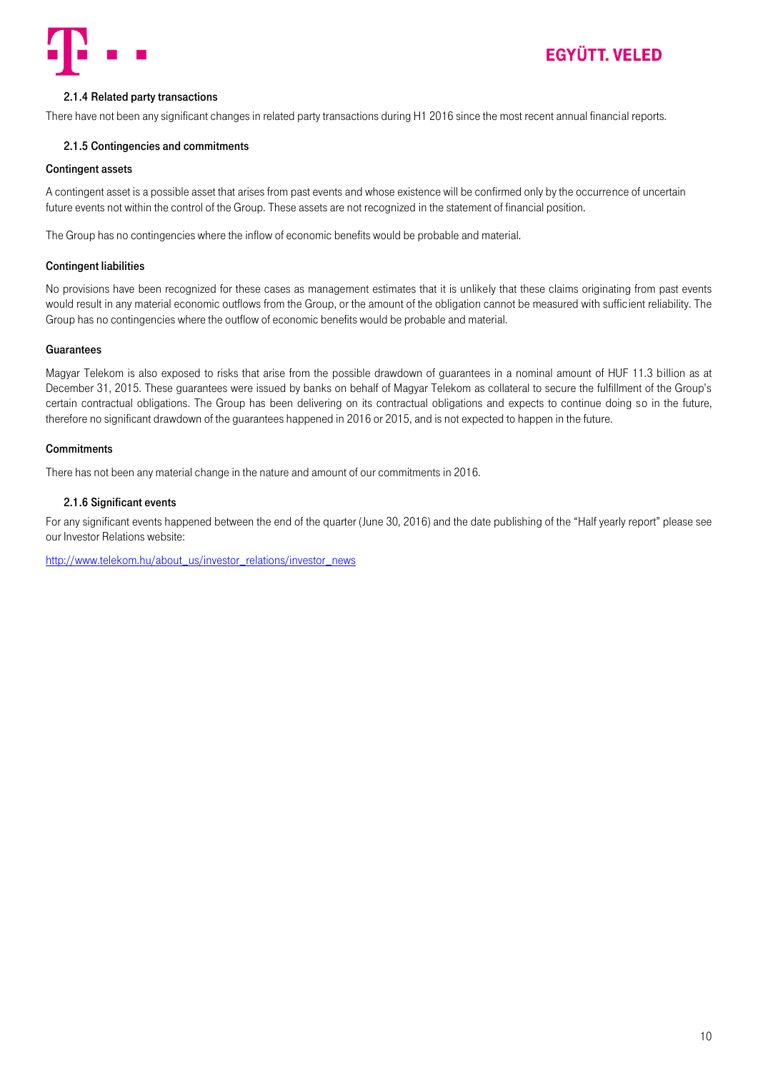### 2.1.4 Related party transactions

There have not been any significant changes in related party transactions during H1 2016 since the most recent annual financial reports.

### 2.1.5 Contingencies and commitments

#### Contingent assets

A contingent asset is a possible asset that arises from past events and whose existence will be confirmed only by the occurrence of uncertain future events not within the control of the Group. These assets are not recognized in the statement of financial position.

The Group has no contingencies where the inflow of economic benefits would be probable and material.

#### Contingent liabilities

No provisions have been recognized for these cases as management estimates that it is unlikely that these claims originating from past events would result in any material economic outflows from the Group, or the amount of the obligation cannot be measured with sufficient reliability. The Group has no contingencies where the outflow of economic benefits would be probable and material.

#### Guarantees

Magyar Telekom is also exposed to risks that arise from the possible drawdown of guarantees in a nominal amount of HUF 11.3 billion as at December 31, 2015. These guarantees were issued by banks on behalf of Magyar Telekom as collateral to secure the fulfillment of the Group's certain contractual obligations. The Group has been delivering on its contractual obligations and expects to continue doing so in the future, therefore no significant drawdown of the guarantees happened in 2016 or 2015, and is not expected to happen in the future.

#### Commitments

There has not been any material change in the nature and amount of our commitments in 2016.

### 2.1.6 Significant events

For any significant events happened between the end of the quarter (June 30, 2016) and the date publishing of the "Half yearly report" please see our Investor Relations website:

http://www.telekom.hu/about_us/investor_relations/investor_news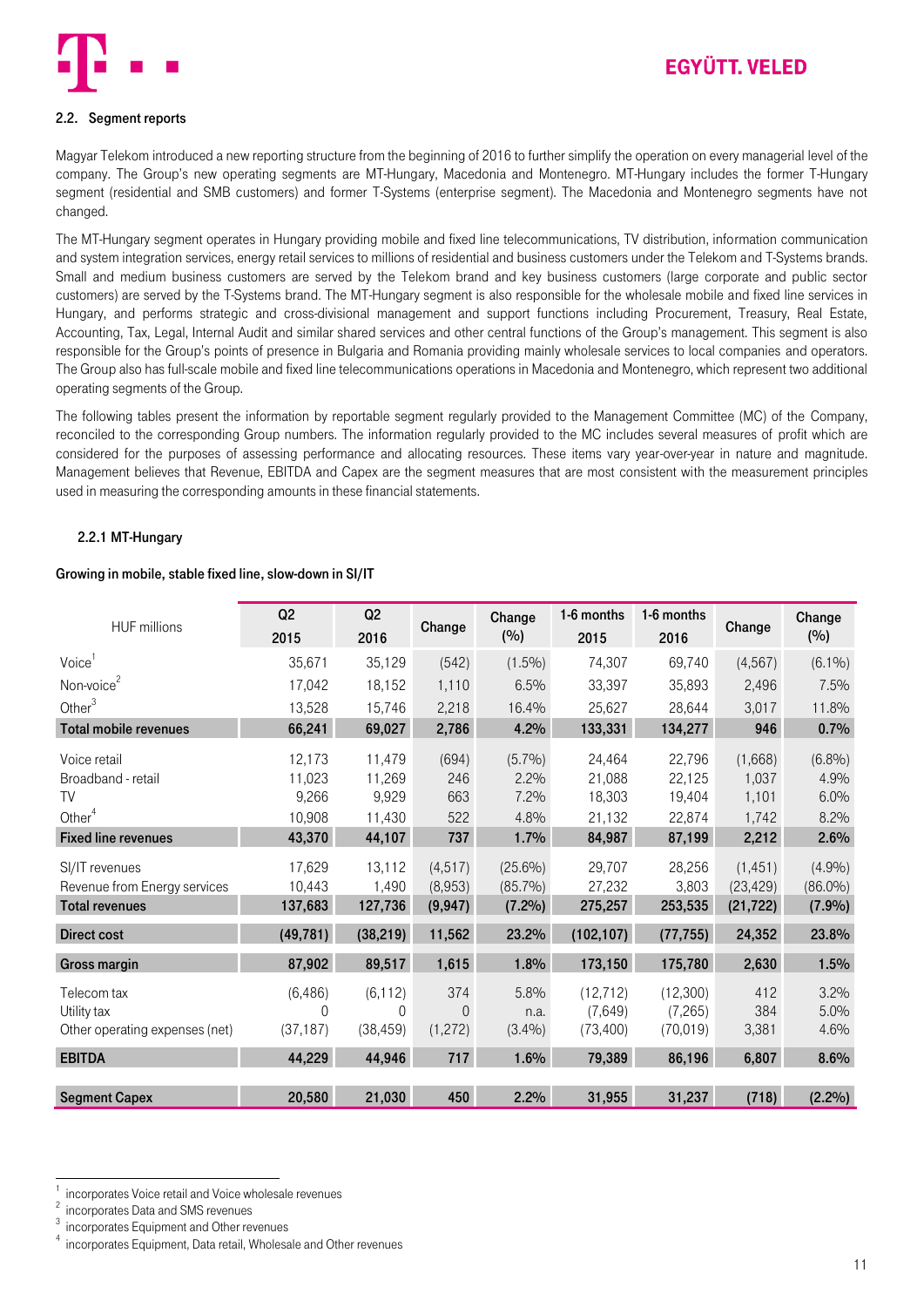## 2.2. Segment reports

Magyar Telekom introduced a new reporting structure from the beginning of 2016 to further simplify the operation on every managerial level of the company. The Group's new operating segments are MT-Hungary, Macedonia and Montenegro. MT-Hungary includes the former T-Hungary segment (residential and SMB customers) and former T-Systems (enterprise segment). The Macedonia and Montenegro segments have not changed.

The MT-Hungary segment operates in Hungary providing mobile and fixed line telecommunications, TV distribution, information communication and system integration services, energy retail services to millions of residential and business customers under the Telekom and T-Systems brands. Small and medium business customers are served by the Telekom brand and key business customers (large corporate and public sector customers) are served by the T-Systems brand. The MT-Hungary segment is also responsible for the wholesale mobile and fixed line services in Hungary, and performs strategic and cross-divisional management and support functions including Procurement, Treasury, Real Estate, Accounting, Tax, Legal, Internal Audit and similar shared services and other central functions of the Group's management. This segment is also responsible for the Group's points of presence in Bulgaria and Romania providing mainly wholesale services to local companies and operators. The Group also has full-scale mobile and fixed line telecommunications operations in Macedonia and Montenegro, which represent two additional operating segments of the Group.

The following tables present the information by reportable segment regularly provided to the Management Committee (MC) of the Company, reconciled to the corresponding Group numbers. The information regularly provided to the MC includes several measures of profit which are considered for the purposes of assessing performance and allocating resources. These items vary year-over-year in nature and magnitude. Management believes that Revenue, EBITDA and Capex are the segment measures that are most consistent with the measurement principles used in measuring the corresponding amounts in these financial statements.

### 2.2.1 MT-Hungary

**Growing in mobile, stable fixed line, slow-down in SI/IT**

| HUF millions | Q2 2015 | Q2 2016 | Change | Change (%) | 1-6 months 2015 | 1-6 months 2016 | Change | Change (%) |
|---|---|---|---|---|---|---|---|---|
| Voice[1] | 35,671 | 35,129 | (542) | (1.5%) | 74,307 | 69,740 | (4,567) | (6.1%) |
| Non-voice[2] | 17,042 | 18,152 | 1,110 | 6.5% | 33,397 | 35,893 | 2,496 | 7.5% |
| Other[3] | 13,528 | 15,746 | 2,218 | 16.4% | 25,627 | 28,644 | 3,017 | 11.8% |
| **Total mobile revenues** | **66,241** | **69,027** | **2,786** | **4.2%** | **133,331** | **134,277** | **946** | **0.7%** |
| Voice retail | 12,173 | 11,479 | (694) | (5.7%) | 24,464 | 22,796 | (1,668) | (6.8%) |
| Broadband - retail | 11,023 | 11,269 | 246 | 2.2% | 21,088 | 22,125 | 1,037 | 4.9% |
| TV | 9,266 | 9,929 | 663 | 7.2% | 18,303 | 19,404 | 1,101 | 6.0% |
| Other[4] | 10,908 | 11,430 | 522 | 4.8% | 21,132 | 22,874 | 1,742 | 8.2% |
| **Fixed line revenues** | **43,370** | **44,107** | **737** | **1.7%** | **84,987** | **87,199** | **2,212** | **2.6%** |
| SI/IT revenues | 17,629 | 13,112 | (4,517) | (25.6%) | 29,707 | 28,256 | (1,451) | (4.9%) |
| Revenue from Energy services | 10,443 | 1,490 | (8,953) | (85.7%) | 27,232 | 3,803 | (23,429) | (86.0%) |
| **Total revenues** | **137,683** | **127,736** | **(9,947)** | **(7.2%)** | **275,257** | **253,535** | **(21,722)** | **(7.9%)** |
| **Direct cost** | **(49,781)** | **(38,219)** | **11,562** | **23.2%** | **(102,107)** | **(77,755)** | **24,352** | **23.8%** |
| **Gross margin** | **87,902** | **89,517** | **1,615** | **1.8%** | **173,150** | **175,780** | **2,630** | **1.5%** |
| Telecom tax | (6,486) | (6,112) | 374 | 5.8% | (12,712) | (12,300) | 412 | 3.2% |
| Utility tax | 0 | 0 | 0 | n.a. | (7,649) | (7,265) | 384 | 5.0% |
| Other operating expenses (net) | (37,187) | (38,459) | (1,272) | (3.4%) | (73,400) | (70,019) | 3,381 | 4.6% |
| **EBITDA** | **44,229** | **44,946** | **717** | **1.6%** | **79,389** | **86,196** | **6,807** | **8.6%** |
| **Segment Capex** | **20,580** | **21,030** | **450** | **2.2%** | **31,955** | **31,237** | **(718)** | **(2.2%)** |

[1] incorporates Voice retail and Voice wholesale revenues

[2] incorporates Data and SMS revenues

[3] incorporates Equipment and Other revenues

[4] incorporates Equipment, Data retail, Wholesale and Other revenues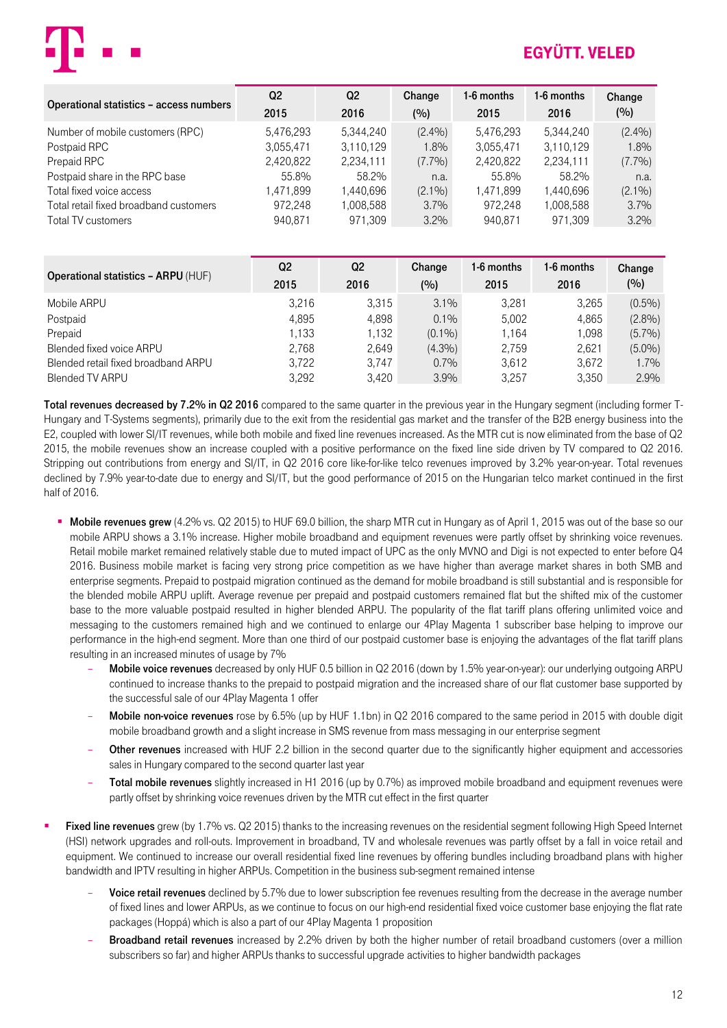| Operational statistics – access numbers | Q2 2015 | Q2 2016 | Change (%) | 1-6 months 2015 | 1-6 months 2016 | Change (%) |
|---|---|---|---|---|---|---|
| Number of mobile customers (RPC) | 5,476,293 | 5,344,240 | (2.4%) | 5,476,293 | 5,344,240 | (2.4%) |
| Postpaid RPC | 3,055,471 | 3,110,129 | 1.8% | 3,055,471 | 3,110,129 | 1.8% |
| Prepaid RPC | 2,420,822 | 2,234,111 | (7.7%) | 2,420,822 | 2,234,111 | (7.7%) |
| Postpaid share in the RPC base | 55.8% | 58.2% | n.a. | 55.8% | 58.2% | n.a. |
| Total fixed voice access | 1,471,899 | 1,440,696 | (2.1%) | 1,471,899 | 1,440,696 | (2.1%) |
| Total retail fixed broadband customers | 972,248 | 1,008,588 | 3.7% | 972,248 | 1,008,588 | 3.7% |
| Total TV customers | 940,871 | 971,309 | 3.2% | 940,871 | 971,309 | 3.2% |

| Operational statistics – **ARPU** (HUF) | Q2 2015 | Q2 2016 | Change (%) | 1-6 months 2015 | 1-6 months 2016 | Change (%) |
|---|---|---|---|---|---|---|
| Mobile ARPU | 3,216 | 3,315 | 3.1% | 3,281 | 3,265 | (0.5%) |
| Postpaid | 4,895 | 4,898 | 0.1% | 5,002 | 4,865 | (2.8%) |
| Prepaid | 1,133 | 1,132 | (0.1%) | 1,164 | 1,098 | (5.7%) |
| Blended fixed voice ARPU | 2,768 | 2,649 | (4.3%) | 2,759 | 2,621 | (5.0%) |
| Blended retail fixed broadband ARPU | 3,722 | 3,747 | 0.7% | 3,612 | 3,672 | 1.7% |
| Blended TV ARPU | 3,292 | 3,420 | 3.9% | 3,257 | 3,350 | 2.9% |

**Total revenues decreased by 7.2% in Q2 2016** compared to the same quarter in the previous year in the Hungary segment (including former T-Hungary and T-Systems segments), primarily due to the exit from the residential gas market and the transfer of the B2B energy business into the E2, coupled with lower SI/IT revenues, while both mobile and fixed line revenues increased. As the MTR cut is now eliminated from the base of Q2 2015, the mobile revenues show an increase coupled with a positive performance on the fixed line side driven by TV compared to Q2 2016. Stripping out contributions from energy and SI/IT, in Q2 2016 core like-for-like telco revenues improved by 3.2% year-on-year. Total revenues declined by 7.9% year-to-date due to energy and SI/IT, but the good performance of 2015 on the Hungarian telco market continued in the first half of 2016.

- **Mobile revenues grew** (4.2% vs. Q2 2015) to HUF 69.0 billion, the sharp MTR cut in Hungary as of April 1, 2015 was out of the base so our mobile ARPU shows a 3.1% increase. Higher mobile broadband and equipment revenues were partly offset by shrinking voice revenues. Retail mobile market remained relatively stable due to muted impact of UPC as the only MVNO and Digi is not expected to enter before Q4 2016. Business mobile market is facing very strong price competition as we have higher than average market shares in both SMB and enterprise segments. Prepaid to postpaid migration continued as the demand for mobile broadband is still substantial and is responsible for the blended mobile ARPU uplift. Average revenue per prepaid and postpaid customers remained flat but the shifted mix of the customer base to the more valuable postpaid resulted in higher blended ARPU. The popularity of the flat tariff plans offering unlimited voice and messaging to the customers remained high and we continued to enlarge our 4Play Magenta 1 subscriber base helping to improve our performance in the high-end segment. More than one third of our postpaid customer base is enjoying the advantages of the flat tariff plans resulting in an increased minutes of usage by 7%
  - **Mobile voice revenues** decreased by only HUF 0.5 billion in Q2 2016 (down by 1.5% year-on-year): our underlying outgoing ARPU continued to increase thanks to the prepaid to postpaid migration and the increased share of our flat customer base supported by the successful sale of our 4Play Magenta 1 offer
  - **Mobile non-voice revenues** rose by 6.5% (up by HUF 1.1bn) in Q2 2016 compared to the same period in 2015 with double digit mobile broadband growth and a slight increase in SMS revenue from mass messaging in our enterprise segment
  - **Other revenues** increased with HUF 2.2 billion in the second quarter due to the significantly higher equipment and accessories sales in Hungary compared to the second quarter last year
  - **Total mobile revenues** slightly increased in H1 2016 (up by 0.7%) as improved mobile broadband and equipment revenues were partly offset by shrinking voice revenues driven by the MTR cut effect in the first quarter

- **Fixed line revenues** grew (by 1.7% vs. Q2 2015) thanks to the increasing revenues on the residential segment following High Speed Internet (HSI) network upgrades and roll-outs. Improvement in broadband, TV and wholesale revenues was partly offset by a fall in voice retail and equipment. We continued to increase our overall residential fixed line revenues by offering bundles including broadband plans with higher bandwidth and IPTV resulting in higher ARPUs. Competition in the business sub-segment remained intense
  - **Voice retail revenues** declined by 5.7% due to lower subscription fee revenues resulting from the decrease in the average number of fixed lines and lower ARPUs, as we continue to focus on our high-end residential fixed voice customer base enjoying the flat rate packages (Hoppá) which is also a part of our 4Play Magenta 1 proposition
  - **Broadband retail revenues** increased by 2.2% driven by both the higher number of retail broadband customers (over a million subscribers so far) and higher ARPUs thanks to successful upgrade activities to higher bandwidth packages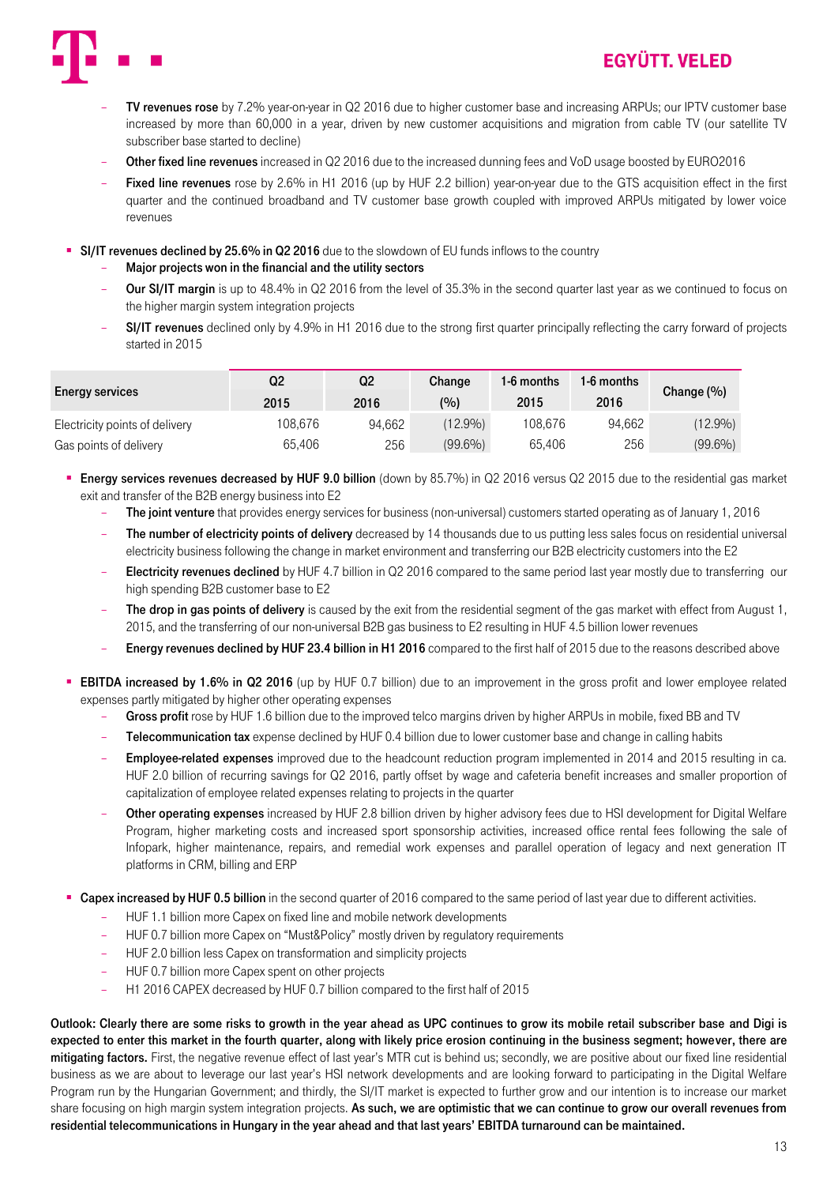- **TV revenues rose** by 7.2% year-on-year in Q2 2016 due to higher customer base and increasing ARPUs; our IPTV customer base increased by more than 60,000 in a year, driven by new customer acquisitions and migration from cable TV (our satellite TV subscriber base started to decline)
- **Other fixed line revenues** increased in Q2 2016 due to the increased dunning fees and VoD usage boosted by EURO2016
- **Fixed line revenues** rose by 2.6% in H1 2016 (up by HUF 2.2 billion) year-on-year due to the GTS acquisition effect in the first quarter and the continued broadband and TV customer base growth coupled with improved ARPUs mitigated by lower voice revenues

- **SI/IT revenues declined by 25.6% in Q2 2016** due to the slowdown of EU funds inflows to the country
  - **Major projects won in the financial and the utility sectors**
  - **Our SI/IT margin** is up to 48.4% in Q2 2016 from the level of 35.3% in the second quarter last year as we continued to focus on the higher margin system integration projects
  - **SI/IT revenues** declined only by 4.9% in H1 2016 due to the strong first quarter principally reflecting the carry forward of projects started in 2015

| Energy services | Q2 2015 | Q2 2016 | Change (%) | 1-6 months 2015 | 1-6 months 2016 | Change (%) |
|---|---|---|---|---|---|---|
| Electricity points of delivery | 108,676 | 94,662 | (12.9%) | 108,676 | 94,662 | (12.9%) |
| Gas points of delivery | 65,406 | 256 | (99.6%) | 65,406 | 256 | (99.6%) |

- **Energy services revenues decreased by HUF 9.0 billion** (down by 85.7%) in Q2 2016 versus Q2 2015 due to the residential gas market exit and transfer of the B2B energy business into E2
  - **The joint venture** that provides energy services for business (non-universal) customers started operating as of January 1, 2016
  - **The number of electricity points of delivery** decreased by 14 thousands due to us putting less sales focus on residential universal electricity business following the change in market environment and transferring our B2B electricity customers into the E2
  - **Electricity revenues declined** by HUF 4.7 billion in Q2 2016 compared to the same period last year mostly due to transferring our high spending B2B customer base to E2
  - **The drop in gas points of delivery** is caused by the exit from the residential segment of the gas market with effect from August 1, 2015, and the transferring of our non-universal B2B gas business to E2 resulting in HUF 4.5 billion lower revenues
  - **Energy revenues declined by HUF 23.4 billion in H1 2016** compared to the first half of 2015 due to the reasons described above

- **EBITDA increased by 1.6% in Q2 2016** (up by HUF 0.7 billion) due to an improvement in the gross profit and lower employee related expenses partly mitigated by higher other operating expenses
  - **Gross profit** rose by HUF 1.6 billion due to the improved telco margins driven by higher ARPUs in mobile, fixed BB and TV
  - **Telecommunication tax** expense declined by HUF 0.4 billion due to lower customer base and change in calling habits
  - **Employee-related expenses** improved due to the headcount reduction program implemented in 2014 and 2015 resulting in ca. HUF 2.0 billion of recurring savings for Q2 2016, partly offset by wage and cafeteria benefit increases and smaller proportion of capitalization of employee related expenses relating to projects in the quarter
  - **Other operating expenses** increased by HUF 2.8 billion driven by higher advisory fees due to HSI development for Digital Welfare Program, higher marketing costs and increased sport sponsorship activities, increased office rental fees following the sale of Infopark, higher maintenance, repairs, and remedial work expenses and parallel operation of legacy and next generation IT platforms in CRM, billing and ERP

- **Capex increased by HUF 0.5 billion** in the second quarter of 2016 compared to the same period of last year due to different activities.
  - HUF 1.1 billion more Capex on fixed line and mobile network developments
  - HUF 0.7 billion more Capex on "Must&Policy" mostly driven by regulatory requirements
  - HUF 2.0 billion less Capex on transformation and simplicity projects
  - HUF 0.7 billion more Capex spent on other projects
  - H1 2016 CAPEX decreased by HUF 0.7 billion compared to the first half of 2015

**Outlook: Clearly there are some risks to growth in the year ahead as UPC continues to grow its mobile retail subscriber base and Digi is expected to enter this market in the fourth quarter, along with likely price erosion continuing in the business segment; however, there are mitigating factors.** First, the negative revenue effect of last year's MTR cut is behind us; secondly, we are positive about our fixed line residential business as we are about to leverage our last year's HSI network developments and are looking forward to participating in the Digital Welfare Program run by the Hungarian Government; and thirdly, the SI/IT market is expected to further grow and our intention is to increase our market share focusing on high margin system integration projects. **As such, we are optimistic that we can continue to grow our overall revenues from residential telecommunications in Hungary in the year ahead and that last years' EBITDA turnaround can be maintained.**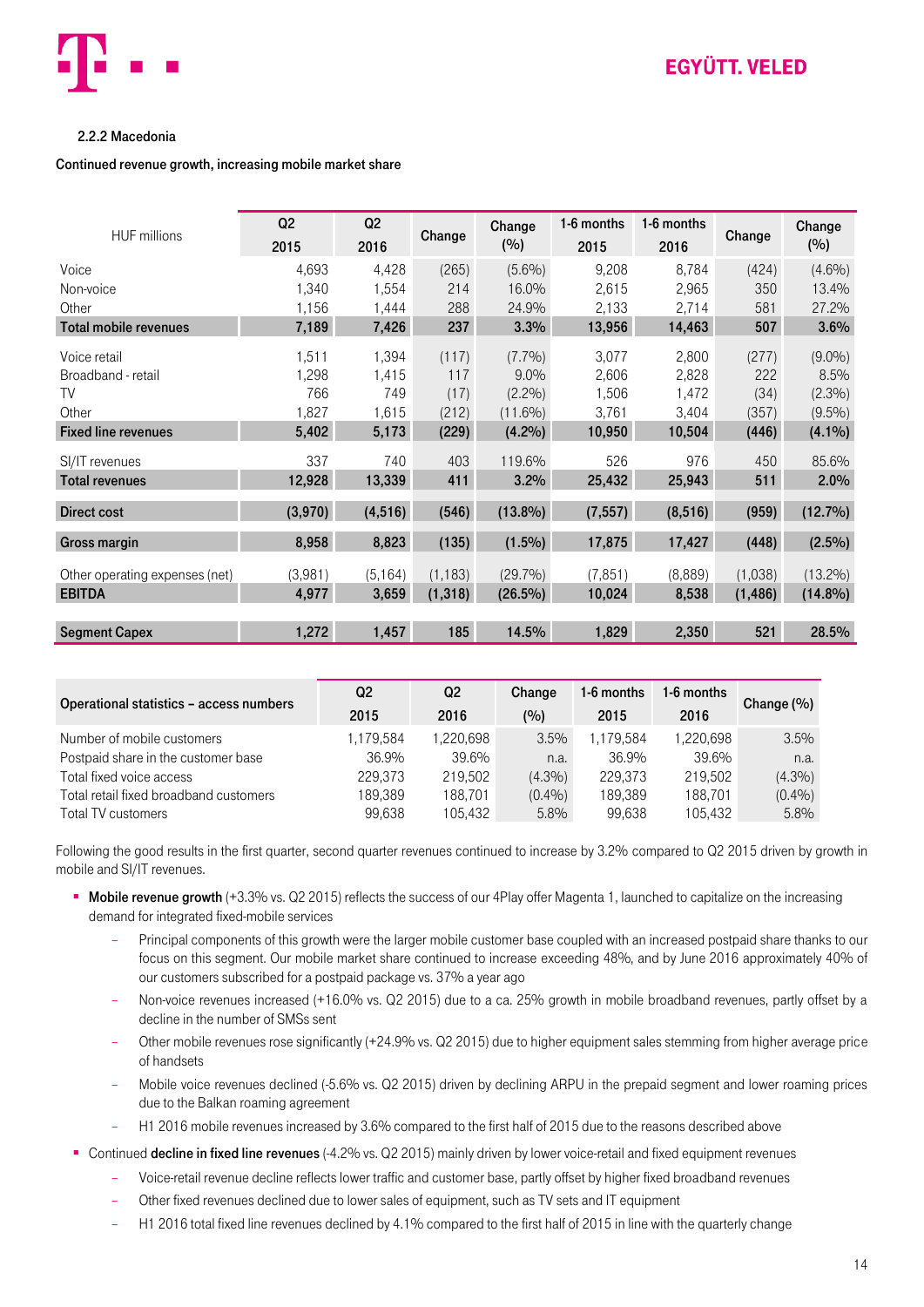### 2.2.2 Macedonia

**Continued revenue growth, increasing mobile market share**

| HUF millions | Q2 2015 | Q2 2016 | Change | Change (%) | 1-6 months 2015 | 1-6 months 2016 | Change | Change (%) |
|---|---|---|---|---|---|---|---|---|
| Voice | 4,693 | 4,428 | (265) | (5.6%) | 9,208 | 8,784 | (424) | (4.6%) |
| Non-voice | 1,340 | 1,554 | 214 | 16.0% | 2,615 | 2,965 | 350 | 13.4% |
| Other | 1,156 | 1,444 | 288 | 24.9% | 2,133 | 2,714 | 581 | 27.2% |
| **Total mobile revenues** | **7,189** | **7,426** | **237** | **3.3%** | **13,956** | **14,463** | **507** | **3.6%** |
| Voice retail | 1,511 | 1,394 | (117) | (7.7%) | 3,077 | 2,800 | (277) | (9.0%) |
| Broadband - retail | 1,298 | 1,415 | 117 | 9.0% | 2,606 | 2,828 | 222 | 8.5% |
| TV | 766 | 749 | (17) | (2.2%) | 1,506 | 1,472 | (34) | (2.3%) |
| Other | 1,827 | 1,615 | (212) | (11.6%) | 3,761 | 3,404 | (357) | (9.5%) |
| **Fixed line revenues** | **5,402** | **5,173** | **(229)** | **(4.2%)** | **10,950** | **10,504** | **(446)** | **(4.1%)** |
| SI/IT revenues | 337 | 740 | 403 | 119.6% | 526 | 976 | 450 | 85.6% |
| **Total revenues** | **12,928** | **13,339** | **411** | **3.2%** | **25,432** | **25,943** | **511** | **2.0%** |
| **Direct cost** | **(3,970)** | **(4,516)** | **(546)** | **(13.8%)** | **(7,557)** | **(8,516)** | **(959)** | **(12.7%)** |
| **Gross margin** | **8,958** | **8,823** | **(135)** | **(1.5%)** | **17,875** | **17,427** | **(448)** | **(2.5%)** |
| Other operating expenses (net) | (3,981) | (5,164) | (1,183) | (29.7%) | (7,851) | (8,889) | (1,038) | (13.2%) |
| **EBITDA** | **4,977** | **3,659** | **(1,318)** | **(26.5%)** | **10,024** | **8,538** | **(1,486)** | **(14.8%)** |
| **Segment Capex** | **1,272** | **1,457** | **185** | **14.5%** | **1,829** | **2,350** | **521** | **28.5%** |

| Operational statistics – access numbers | Q2 2015 | Q2 2016 | Change (%) | 1-6 months 2015 | 1-6 months 2016 | Change (%) |
|---|---|---|---|---|---|---|
| Number of mobile customers | 1,179,584 | 1,220,698 | 3.5% | 1,179,584 | 1,220,698 | 3.5% |
| Postpaid share in the customer base | 36.9% | 39.6% | n.a. | 36.9% | 39.6% | n.a. |
| Total fixed voice access | 229,373 | 219,502 | (4.3%) | 229,373 | 219,502 | (4.3%) |
| Total retail fixed broadband customers | 189,389 | 188,701 | (0.4%) | 189,389 | 188,701 | (0.4%) |
| Total TV customers | 99,638 | 105,432 | 5.8% | 99,638 | 105,432 | 5.8% |

Following the good results in the first quarter, second quarter revenues continued to increase by 3.2% compared to Q2 2015 driven by growth in mobile and SI/IT revenues.

- **Mobile revenue growth** (+3.3% vs. Q2 2015) reflects the success of our 4Play offer Magenta 1, launched to capitalize on the increasing demand for integrated fixed-mobile services
  - Principal components of this growth were the larger mobile customer base coupled with an increased postpaid share thanks to our focus on this segment. Our mobile market share continued to increase exceeding 48%, and by June 2016 approximately 40% of our customers subscribed for a postpaid package vs. 37% a year ago
  - Non-voice revenues increased (+16.0% vs. Q2 2015) due to a ca. 25% growth in mobile broadband revenues, partly offset by a decline in the number of SMSs sent
  - Other mobile revenues rose significantly (+24.9% vs. Q2 2015) due to higher equipment sales stemming from higher average price of handsets
  - Mobile voice revenues declined (-5.6% vs. Q2 2015) driven by declining ARPU in the prepaid segment and lower roaming prices due to the Balkan roaming agreement
  - H1 2016 mobile revenues increased by 3.6% compared to the first half of 2015 due to the reasons described above
- Continued **decline in fixed line revenues** (-4.2% vs. Q2 2015) mainly driven by lower voice-retail and fixed equipment revenues
  - Voice-retail revenue decline reflects lower traffic and customer base, partly offset by higher fixed broadband revenues
  - Other fixed revenues declined due to lower sales of equipment, such as TV sets and IT equipment
  - H1 2016 total fixed line revenues declined by 4.1% compared to the first half of 2015 in line with the quarterly change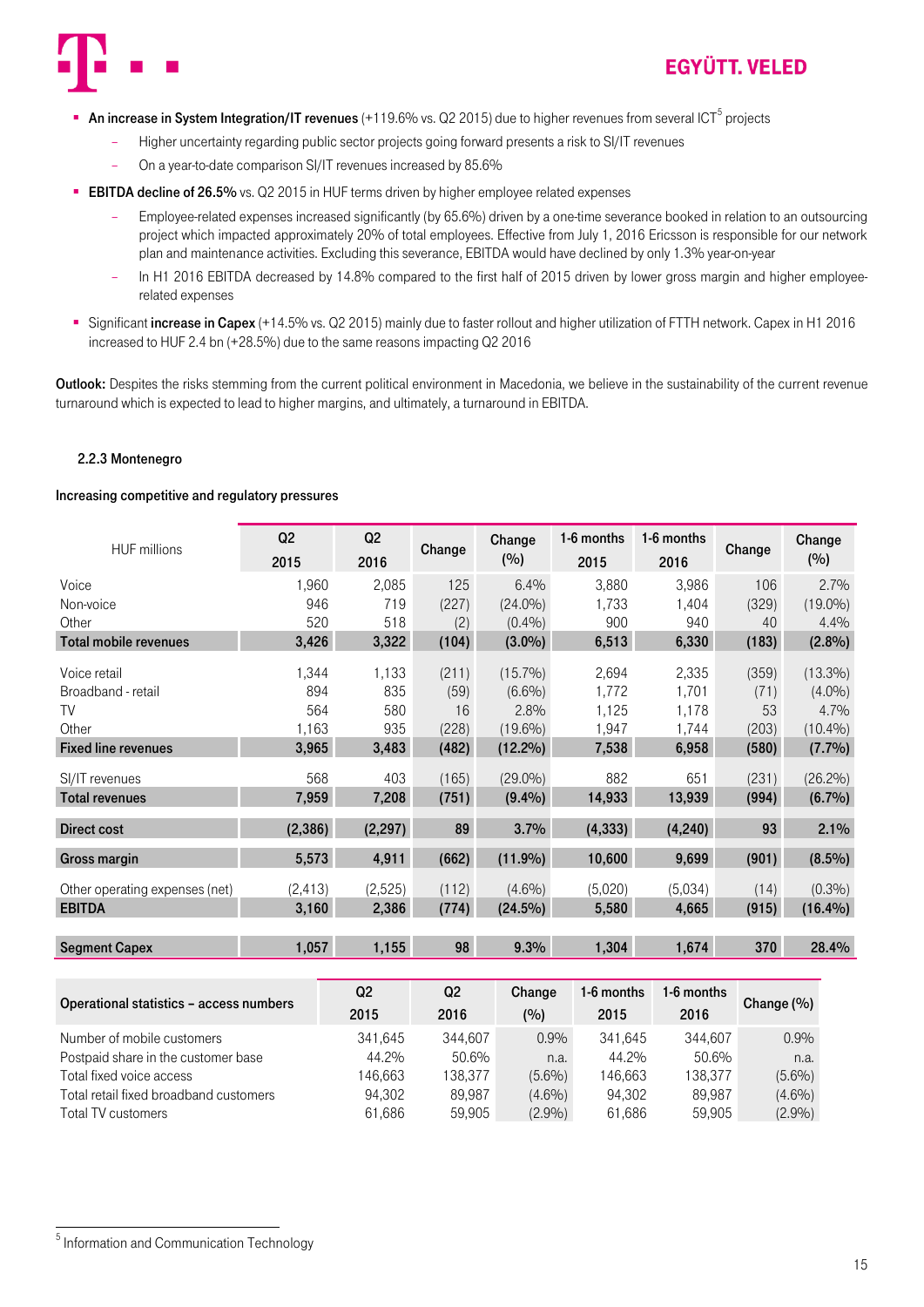- **An increase in System Integration/IT revenues** (+119.6% vs. Q2 2015) due to higher revenues from several ICT[5] projects
  - Higher uncertainty regarding public sector projects going forward presents a risk to SI/IT revenues
  - On a year-to-date comparison SI/IT revenues increased by 85.6%
- **EBITDA decline of 26.5%** vs. Q2 2015 in HUF terms driven by higher employee related expenses
  - Employee-related expenses increased significantly (by 65.6%) driven by a one-time severance booked in relation to an outsourcing project which impacted approximately 20% of total employees. Effective from July 1, 2016 Ericsson is responsible for our network plan and maintenance activities. Excluding this severance, EBITDA would have declined by only 1.3% year-on-year
  - In H1 2016 EBITDA decreased by 14.8% compared to the first half of 2015 driven by lower gross margin and higher employee-related expenses
- Significant **increase in Capex** (+14.5% vs. Q2 2015) mainly due to faster rollout and higher utilization of FTTH network. Capex in H1 2016 increased to HUF 2.4 bn (+28.5%) due to the same reasons impacting Q2 2016

**Outlook:** Despites the risks stemming from the current political environment in Macedonia, we believe in the sustainability of the current revenue turnaround which is expected to lead to higher margins, and ultimately, a turnaround in EBITDA.

### 2.2.3 Montenegro

**Increasing competitive and regulatory pressures**

| HUF millions | Q2 2015 | Q2 2016 | Change | Change (%) | 1-6 months 2015 | 1-6 months 2016 | Change | Change (%) |
|---|---|---|---|---|---|---|---|---|
| Voice | 1,960 | 2,085 | 125 | 6.4% | 3,880 | 3,986 | 106 | 2.7% |
| Non-voice | 946 | 719 | (227) | (24.0%) | 1,733 | 1,404 | (329) | (19.0%) |
| Other | 520 | 518 | (2) | (0.4%) | 900 | 940 | 40 | 4.4% |
| **Total mobile revenues** | **3,426** | **3,322** | **(104)** | **(3.0%)** | **6,513** | **6,330** | **(183)** | **(2.8%)** |
| Voice retail | 1,344 | 1,133 | (211) | (15.7%) | 2,694 | 2,335 | (359) | (13.3%) |
| Broadband - retail | 894 | 835 | (59) | (6.6%) | 1,772 | 1,701 | (71) | (4.0%) |
| TV | 564 | 580 | 16 | 2.8% | 1,125 | 1,178 | 53 | 4.7% |
| Other | 1,163 | 935 | (228) | (19.6%) | 1,947 | 1,744 | (203) | (10.4%) |
| **Fixed line revenues** | **3,965** | **3,483** | **(482)** | **(12.2%)** | **7,538** | **6,958** | **(580)** | **(7.7%)** |
| SI/IT revenues | 568 | 403 | (165) | (29.0%) | 882 | 651 | (231) | (26.2%) |
| **Total revenues** | **7,959** | **7,208** | **(751)** | **(9.4%)** | **14,933** | **13,939** | **(994)** | **(6.7%)** |
| **Direct cost** | **(2,386)** | **(2,297)** | **89** | **3.7%** | **(4,333)** | **(4,240)** | **93** | **2.1%** |
| **Gross margin** | **5,573** | **4,911** | **(662)** | **(11.9%)** | **10,600** | **9,699** | **(901)** | **(8.5%)** |
| Other operating expenses (net) | (2,413) | (2,525) | (112) | (4.6%) | (5,020) | (5,034) | (14) | (0.3%) |
| **EBITDA** | **3,160** | **2,386** | **(774)** | **(24.5%)** | **5,580** | **4,665** | **(915)** | **(16.4%)** |
| **Segment Capex** | **1,057** | **1,155** | **98** | **9.3%** | **1,304** | **1,674** | **370** | **28.4%** |

| Operational statistics – access numbers | Q2 2015 | Q2 2016 | Change (%) | 1-6 months 2015 | 1-6 months 2016 | Change (%) |
|---|---|---|---|---|---|---|
| Number of mobile customers | 341,645 | 344,607 | 0.9% | 341,645 | 344,607 | 0.9% |
| Postpaid share in the customer base | 44.2% | 50.6% | n.a. | 44.2% | 50.6% | n.a. |
| Total fixed voice access | 146,663 | 138,377 | (5.6%) | 146,663 | 138,377 | (5.6%) |
| Total retail fixed broadband customers | 94,302 | 89,987 | (4.6%) | 94,302 | 89,987 | (4.6%) |
| Total TV customers | 61,686 | 59,905 | (2.9%) | 61,686 | 59,905 | (2.9%) |

[5] Information and Communication Technology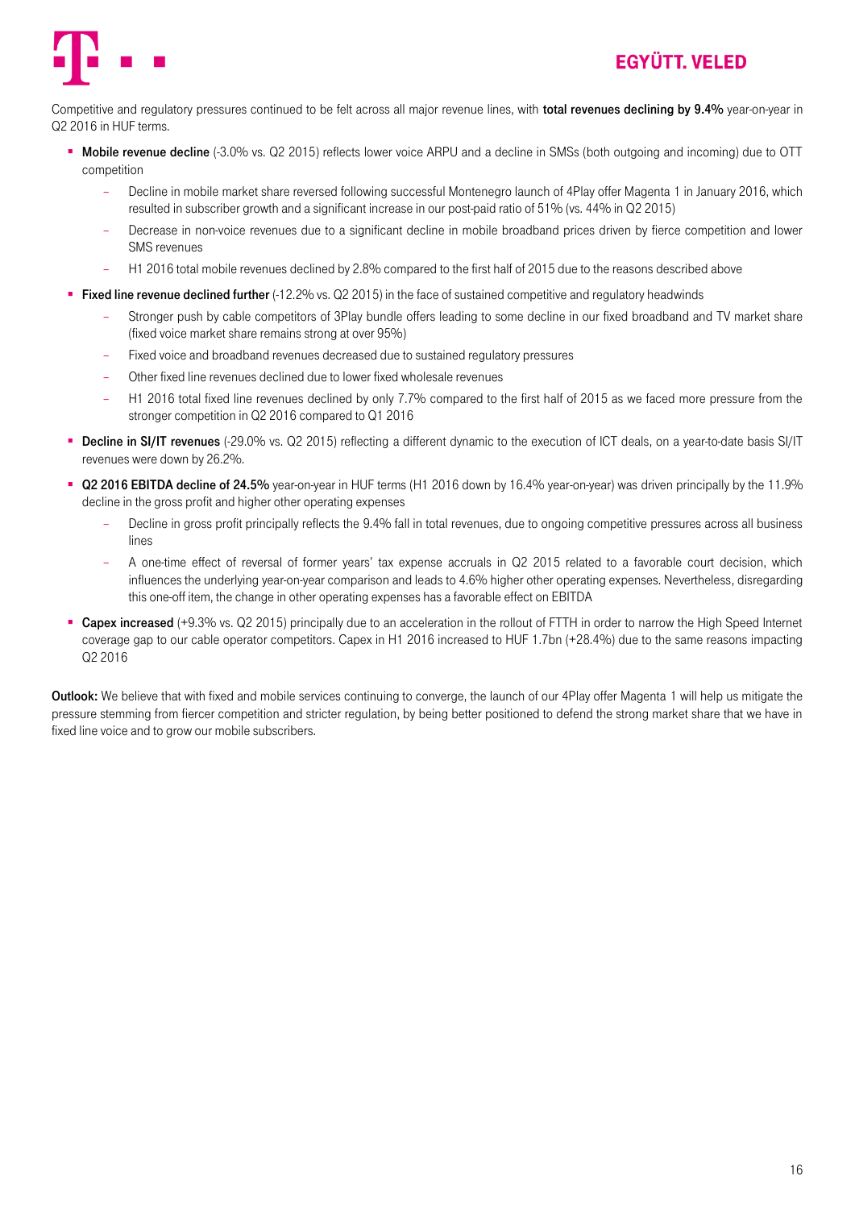Competitive and regulatory pressures continued to be felt across all major revenue lines, with **total revenues declining by 9.4%** year-on-year in Q2 2016 in HUF terms.

- **Mobile revenue decline** (-3.0% vs. Q2 2015) reflects lower voice ARPU and a decline in SMSs (both outgoing and incoming) due to OTT competition
  - Decline in mobile market share reversed following successful Montenegro launch of 4Play offer Magenta 1 in January 2016, which resulted in subscriber growth and a significant increase in our post-paid ratio of 51% (vs. 44% in Q2 2015)
  - Decrease in non-voice revenues due to a significant decline in mobile broadband prices driven by fierce competition and lower SMS revenues
  - H1 2016 total mobile revenues declined by 2.8% compared to the first half of 2015 due to the reasons described above
- **Fixed line revenue declined further** (-12.2% vs. Q2 2015) in the face of sustained competitive and regulatory headwinds
  - Stronger push by cable competitors of 3Play bundle offers leading to some decline in our fixed broadband and TV market share (fixed voice market share remains strong at over 95%)
  - Fixed voice and broadband revenues decreased due to sustained regulatory pressures
  - Other fixed line revenues declined due to lower fixed wholesale revenues
  - H1 2016 total fixed line revenues declined by only 7.7% compared to the first half of 2015 as we faced more pressure from the stronger competition in Q2 2016 compared to Q1 2016
- **Decline in SI/IT revenues** (-29.0% vs. Q2 2015) reflecting a different dynamic to the execution of ICT deals, on a year-to-date basis SI/IT revenues were down by 26.2%.
- **Q2 2016 EBITDA decline of 24.5%** year-on-year in HUF terms (H1 2016 down by 16.4% year-on-year) was driven principally by the 11.9% decline in the gross profit and higher other operating expenses
  - Decline in gross profit principally reflects the 9.4% fall in total revenues, due to ongoing competitive pressures across all business lines
  - A one-time effect of reversal of former years' tax expense accruals in Q2 2015 related to a favorable court decision, which influences the underlying year-on-year comparison and leads to 4.6% higher other operating expenses. Nevertheless, disregarding this one-off item, the change in other operating expenses has a favorable effect on EBITDA
- **Capex increased** (+9.3% vs. Q2 2015) principally due to an acceleration in the rollout of FTTH in order to narrow the High Speed Internet coverage gap to our cable operator competitors. Capex in H1 2016 increased to HUF 1.7bn (+28.4%) due to the same reasons impacting Q2 2016

**Outlook:** We believe that with fixed and mobile services continuing to converge, the launch of our 4Play offer Magenta 1 will help us mitigate the pressure stemming from fiercer competition and stricter regulation, by being better positioned to defend the strong market share that we have in fixed line voice and to grow our mobile subscribers.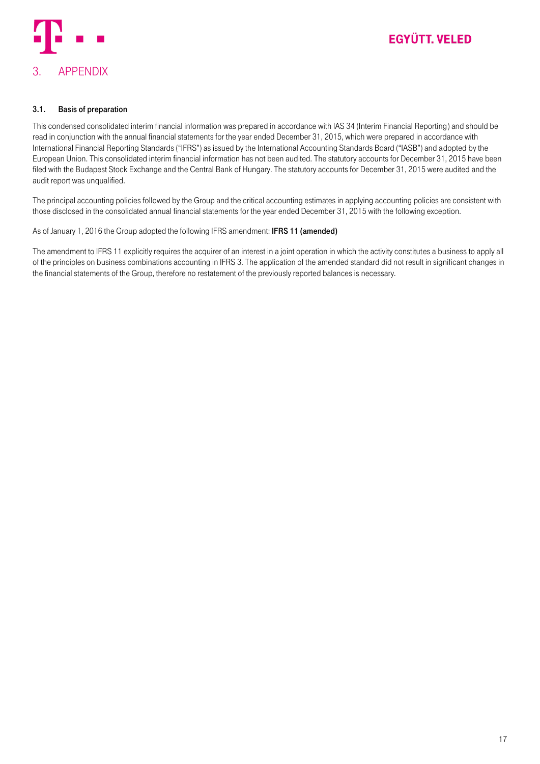# 3. APPENDIX

### 3.1. Basis of preparation

This condensed consolidated interim financial information was prepared in accordance with IAS 34 (Interim Financial Reporting) and should be read in conjunction with the annual financial statements for the year ended December 31, 2015, which were prepared in accordance with International Financial Reporting Standards ("IFRS") as issued by the International Accounting Standards Board ("IASB") and adopted by the European Union. This consolidated interim financial information has not been audited. The statutory accounts for December 31, 2015 have been filed with the Budapest Stock Exchange and the Central Bank of Hungary. The statutory accounts for December 31, 2015 were audited and the audit report was unqualified.

The principal accounting policies followed by the Group and the critical accounting estimates in applying accounting policies are consistent with those disclosed in the consolidated annual financial statements for the year ended December 31, 2015 with the following exception.

As of January 1, 2016 the Group adopted the following IFRS amendment: **IFRS 11 (amended)**

The amendment to IFRS 11 explicitly requires the acquirer of an interest in a joint operation in which the activity constitutes a business to apply all of the principles on business combinations accounting in IFRS 3. The application of the amended standard did not result in significant changes in the financial statements of the Group, therefore no restatement of the previously reported balances is necessary.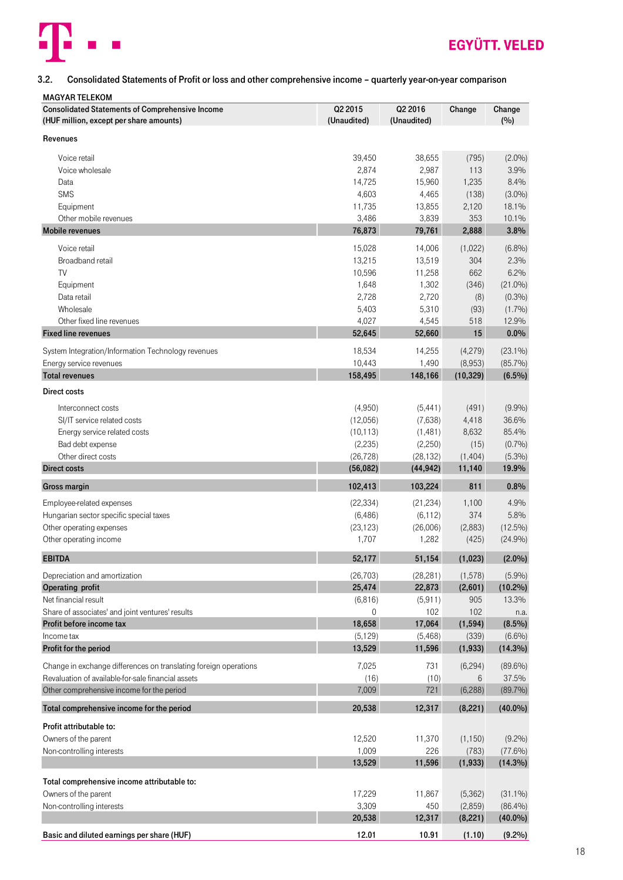### 3.2. Consolidated Statements of Profit or loss and other comprehensive income – quarterly year-on-year comparison

**MAGYAR TELEKOM**

| Consolidated Statements of Comprehensive Income (HUF million, except per share amounts) | Q2 2015 (Unaudited) | Q2 2016 (Unaudited) | Change | Change (%) |
|---|---|---|---|---|
| **Revenues** | | | | |
| Voice retail | 39,450 | 38,655 | (795) | (2.0%) |
| Voice wholesale | 2,874 | 2,987 | 113 | 3.9% |
| Data | 14,725 | 15,960 | 1,235 | 8.4% |
| SMS | 4,603 | 4,465 | (138) | (3.0%) |
| Equipment | 11,735 | 13,855 | 2,120 | 18.1% |
| Other mobile revenues | 3,486 | 3,839 | 353 | 10.1% |
| **Mobile revenues** | **76,873** | **79,761** | **2,888** | **3.8%** |
| Voice retail | 15,028 | 14,006 | (1,022) | (6.8%) |
| Broadband retail | 13,215 | 13,519 | 304 | 2.3% |
| TV | 10,596 | 11,258 | 662 | 6.2% |
| Equipment | 1,648 | 1,302 | (346) | (21.0%) |
| Data retail | 2,728 | 2,720 | (8) | (0.3%) |
| Wholesale | 5,403 | 5,310 | (93) | (1.7%) |
| Other fixed line revenues | 4,027 | 4,545 | 518 | 12.9% |
| **Fixed line revenues** | **52,645** | **52,660** | **15** | **0.0%** |
| System Integration/Information Technology revenues | 18,534 | 14,255 | (4,279) | (23.1%) |
| Energy service revenues | 10,443 | 1,490 | (8,953) | (85.7%) |
| **Total revenues** | **158,495** | **148,166** | **(10,329)** | **(6.5%)** |
| **Direct costs** | | | | |
| Interconnect costs | (4,950) | (5,441) | (491) | (9.9%) |
| SI/IT service related costs | (12,056) | (7,638) | 4,418 | 36.6% |
| Energy service related costs | (10,113) | (1,481) | 8,632 | 85.4% |
| Bad debt expense | (2,235) | (2,250) | (15) | (0.7%) |
| Other direct costs | (26,728) | (28,132) | (1,404) | (5.3%) |
| **Direct costs** | **(56,082)** | **(44,942)** | **11,140** | **19.9%** |
| **Gross margin** | **102,413** | **103,224** | **811** | **0.8%** |
| Employee-related expenses | (22,334) | (21,234) | 1,100 | 4.9% |
| Hungarian sector specific special taxes | (6,486) | (6,112) | 374 | 5.8% |
| Other operating expenses | (23,123) | (26,006) | (2,883) | (12.5%) |
| Other operating income | 1,707 | 1,282 | (425) | (24.9%) |
| **EBITDA** | **52,177** | **51,154** | **(1,023)** | **(2.0%)** |
| Depreciation and amortization | (26,703) | (28,281) | (1,578) | (5.9%) |
| **Operating profit** | **25,474** | **22,873** | **(2,601)** | **(10.2%)** |
| Net financial result | (6,816) | (5,911) | 905 | 13.3% |
| Share of associates' and joint ventures' results | 0 | 102 | 102 | n.a. |
| **Profit before income tax** | **18,658** | **17,064** | **(1,594)** | **(8.5%)** |
| Income tax | (5,129) | (5,468) | (339) | (6.6%) |
| **Profit for the period** | **13,529** | **11,596** | **(1,933)** | **(14.3%)** |
| Change in exchange differences on translating foreign operations | 7,025 | 731 | (6,294) | (89.6%) |
| Revaluation of available-for-sale financial assets | (16) | (10) | 6 | 37.5% |
| Other comprehensive income for the period | 7,009 | 721 | (6,288) | (89.7%) |
| **Total comprehensive income for the period** | **20,538** | **12,317** | **(8,221)** | **(40.0%)** |
| **Profit attributable to:** | | | | |
| Owners of the parent | 12,520 | 11,370 | (1,150) | (9.2%) |
| Non-controlling interests | 1,009 | 226 | (783) | (77.6%) |
| | **13,529** | **11,596** | **(1,933)** | **(14.3%)** |
| **Total comprehensive income attributable to:** | | | | |
| Owners of the parent | 17,229 | 11,867 | (5,362) | (31.1%) |
| Non-controlling interests | 3,309 | 450 | (2,859) | (86.4%) |
| | **20,538** | **12,317** | **(8,221)** | **(40.0%)** |
| **Basic and diluted earnings per share (HUF)** | **12.01** | **10.91** | **(1.10)** | **(9.2%)** |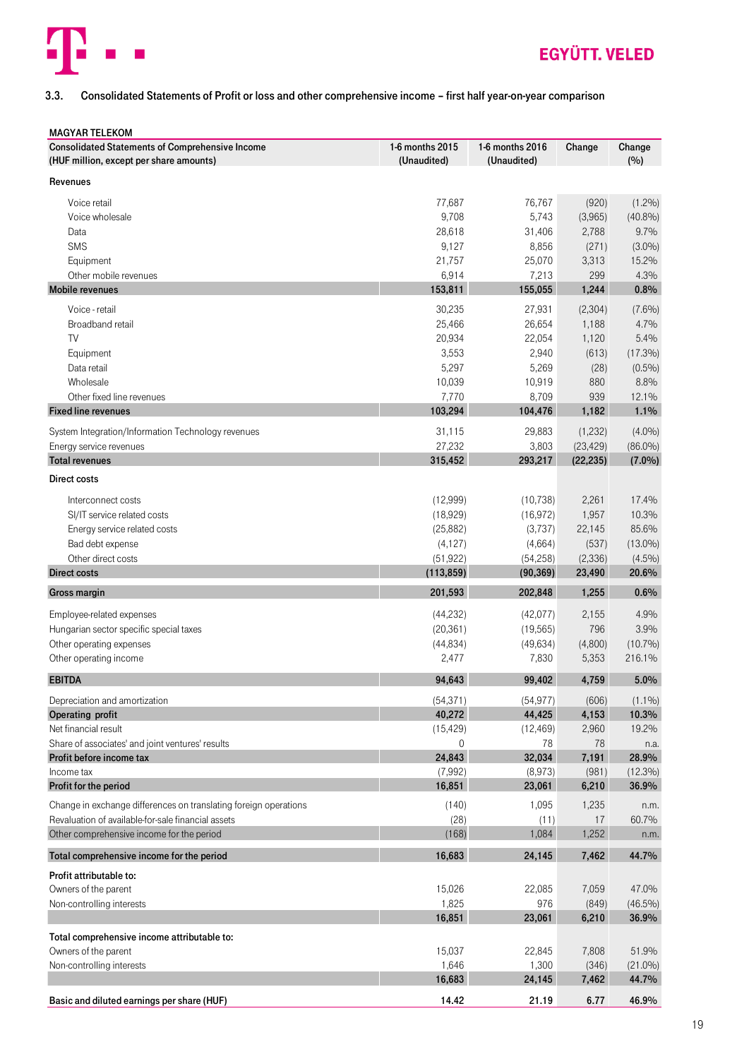### 3.3. Consolidated Statements of Profit or loss and other comprehensive income – first half year-on-year comparison

| MAGYAR TELEKOM<br>Consolidated Statements of Comprehensive Income<br>(HUF million, except per share amounts) | 1-6 months 2015<br>(Unaudited) | 1-6 months 2016<br>(Unaudited) | Change | Change<br>(%) |
|---|---|---|---|---|
| **Revenues** | | | | |
| Voice retail | 77,687 | 76,767 | (920) | (1.2%) |
| Voice wholesale | 9,708 | 5,743 | (3,965) | (40.8%) |
| Data | 28,618 | 31,406 | 2,788 | 9.7% |
| SMS | 9,127 | 8,856 | (271) | (3.0%) |
| Equipment | 21,757 | 25,070 | 3,313 | 15.2% |
| Other mobile revenues | 6,914 | 7,213 | 299 | 4.3% |
| **Mobile revenues** | **153,811** | **155,055** | **1,244** | **0.8%** |
| Voice - retail | 30,235 | 27,931 | (2,304) | (7.6%) |
| Broadband retail | 25,466 | 26,654 | 1,188 | 4.7% |
| TV | 20,934 | 22,054 | 1,120 | 5.4% |
| Equipment | 3,553 | 2,940 | (613) | (17.3%) |
| Data retail | 5,297 | 5,269 | (28) | (0.5%) |
| Wholesale | 10,039 | 10,919 | 880 | 8.8% |
| Other fixed line revenues | 7,770 | 8,709 | 939 | 12.1% |
| **Fixed line revenues** | **103,294** | **104,476** | **1,182** | **1.1%** |
| System Integration/Information Technology revenues | 31,115 | 29,883 | (1,232) | (4.0%) |
| Energy service revenues | 27,232 | 3,803 | (23,429) | (86.0%) |
| **Total revenues** | **315,452** | **293,217** | **(22,235)** | **(7.0%)** |
| **Direct costs** | | | | |
| Interconnect costs | (12,999) | (10,738) | 2,261 | 17.4% |
| SI/IT service related costs | (18,929) | (16,972) | 1,957 | 10.3% |
| Energy service related costs | (25,882) | (3,737) | 22,145 | 85.6% |
| Bad debt expense | (4,127) | (4,664) | (537) | (13.0%) |
| Other direct costs | (51,922) | (54,258) | (2,336) | (4.5%) |
| **Direct costs** | **(113,859)** | **(90,369)** | **23,490** | **20.6%** |
| **Gross margin** | **201,593** | **202,848** | **1,255** | **0.6%** |
| Employee-related expenses | (44,232) | (42,077) | 2,155 | 4.9% |
| Hungarian sector specific special taxes | (20,361) | (19,565) | 796 | 3.9% |
| Other operating expenses | (44,834) | (49,634) | (4,800) | (10.7%) |
| Other operating income | 2,477 | 7,830 | 5,353 | 216.1% |
| **EBITDA** | **94,643** | **99,402** | **4,759** | **5.0%** |
| Depreciation and amortization | (54,371) | (54,977) | (606) | (1.1%) |
| **Operating profit** | **40,272** | **44,425** | **4,153** | **10.3%** |
| Net financial result | (15,429) | (12,469) | 2,960 | 19.2% |
| Share of associates' and joint ventures' results | 0 | 78 | 78 | n.a. |
| **Profit before income tax** | **24,843** | **32,034** | **7,191** | **28.9%** |
| Income tax | (7,992) | (8,973) | (981) | (12.3%) |
| **Profit for the period** | **16,851** | **23,061** | **6,210** | **36.9%** |
| Change in exchange differences on translating foreign operations | (140) | 1,095 | 1,235 | n.m. |
| Revaluation of available-for-sale financial assets | (28) | (11) | 17 | 60.7% |
| Other comprehensive income for the period | (168) | 1,084 | 1,252 | n.m. |
| **Total comprehensive income for the period** | **16,683** | **24,145** | **7,462** | **44.7%** |
| **Profit attributable to:** | | | | |
| Owners of the parent | 15,026 | 22,085 | 7,059 | 47.0% |
| Non-controlling interests | 1,825 | 976 | (849) | (46.5%) |
| | **16,851** | **23,061** | **6,210** | **36.9%** |
| **Total comprehensive income attributable to:** | | | | |
| Owners of the parent | 15,037 | 22,845 | 7,808 | 51.9% |
| Non-controlling interests | 1,646 | 1,300 | (346) | (21.0%) |
| | **16,683** | **24,145** | **7,462** | **44.7%** |
| **Basic and diluted earnings per share (HUF)** | **14.42** | **21.19** | **6.77** | **46.9%** |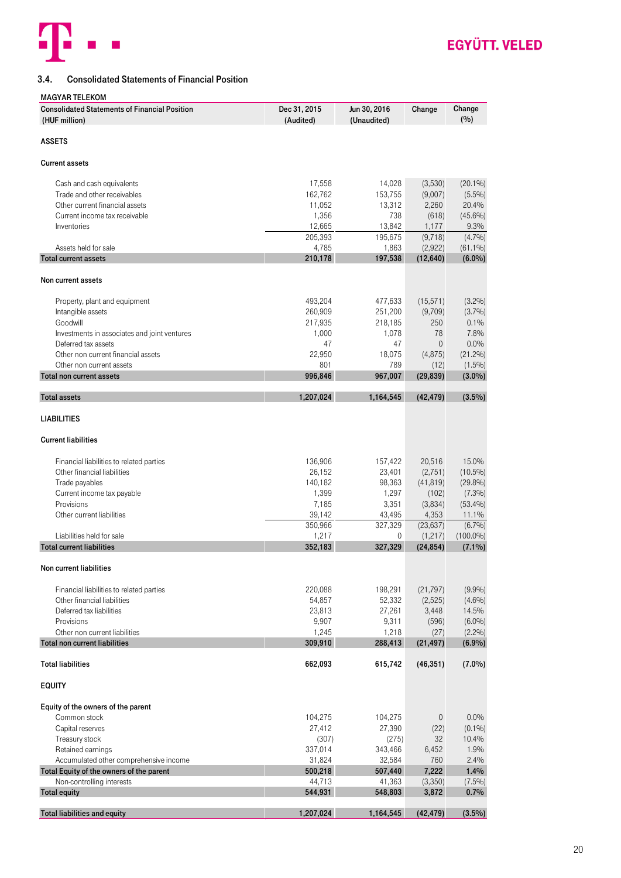### 3.4. Consolidated Statements of Financial Position

MAGYAR TELEKOM

| Consolidated Statements of Financial Position (HUF million) | Dec 31, 2015 (Audited) | Jun 30, 2016 (Unaudited) | Change | Change (%) |
|---|---|---|---|---|
| **ASSETS** | | | | |
| **Current assets** | | | | |
| Cash and cash equivalents | 17,558 | 14,028 | (3,530) | (20.1%) |
| Trade and other receivables | 162,762 | 153,755 | (9,007) | (5.5%) |
| Other current financial assets | 11,052 | 13,312 | 2,260 | 20.4% |
| Current income tax receivable | 1,356 | 738 | (618) | (45.6%) |
| Inventories | 12,665 | 13,842 | 1,177 | 9.3% |
| | 205,393 | 195,675 | (9,718) | (4.7%) |
| Assets held for sale | 4,785 | 1,863 | (2,922) | (61.1%) |
| **Total current assets** | **210,178** | **197,538** | **(12,640)** | **(6.0%)** |
| **Non current assets** | | | | |
| Property, plant and equipment | 493,204 | 477,633 | (15,571) | (3.2%) |
| Intangible assets | 260,909 | 251,200 | (9,709) | (3.7%) |
| Goodwill | 217,935 | 218,185 | 250 | 0.1% |
| Investments in associates and joint ventures | 1,000 | 1,078 | 78 | 7.8% |
| Deferred tax assets | 47 | 47 | 0 | 0.0% |
| Other non current financial assets | 22,950 | 18,075 | (4,875) | (21.2%) |
| Other non current assets | 801 | 789 | (12) | (1.5%) |
| **Total non current assets** | **996,846** | **967,007** | **(29,839)** | **(3.0%)** |
| **Total assets** | **1,207,024** | **1,164,545** | **(42,479)** | **(3.5%)** |
| **LIABILITIES** | | | | |
| **Current liabilities** | | | | |
| Financial liabilities to related parties | 136,906 | 157,422 | 20,516 | 15.0% |
| Other financial liabilities | 26,152 | 23,401 | (2,751) | (10.5%) |
| Trade payables | 140,182 | 98,363 | (41,819) | (29.8%) |
| Current income tax payable | 1,399 | 1,297 | (102) | (7.3%) |
| Provisions | 7,185 | 3,351 | (3,834) | (53.4%) |
| Other current liabilities | 39,142 | 43,495 | 4,353 | 11.1% |
| | 350,966 | 327,329 | (23,637) | (6.7%) |
| Liabilities held for sale | 1,217 | 0 | (1,217) | (100.0%) |
| **Total current liabilities** | **352,183** | **327,329** | **(24,854)** | **(7.1%)** |
| **Non current liabilities** | | | | |
| Financial liabilities to related parties | 220,088 | 198,291 | (21,797) | (9.9%) |
| Other financial liabilities | 54,857 | 52,332 | (2,525) | (4.6%) |
| Deferred tax liabilities | 23,813 | 27,261 | 3,448 | 14.5% |
| Provisions | 9,907 | 9,311 | (596) | (6.0%) |
| Other non current liabilities | 1,245 | 1,218 | (27) | (2.2%) |
| **Total non current liabilities** | **309,910** | **288,413** | **(21,497)** | **(6.9%)** |
| **Total liabilities** | **662,093** | **615,742** | **(46,351)** | **(7.0%)** |
| **EQUITY** | | | | |
| **Equity of the owners of the parent** | | | | |
| Common stock | 104,275 | 104,275 | 0 | 0.0% |
| Capital reserves | 27,412 | 27,390 | (22) | (0.1%) |
| Treasury stock | (307) | (275) | 32 | 10.4% |
| Retained earnings | 337,014 | 343,466 | 6,452 | 1.9% |
| Accumulated other comprehensive income | 31,824 | 32,584 | 760 | 2.4% |
| **Total Equity of the owners of the parent** | **500,218** | **507,440** | **7,222** | **1.4%** |
| Non-controlling interests | 44,713 | 41,363 | (3,350) | (7.5%) |
| **Total equity** | **544,931** | **548,803** | **3,872** | **0.7%** |
| **Total liabilities and equity** | **1,207,024** | **1,164,545** | **(42,479)** | **(3.5%)** |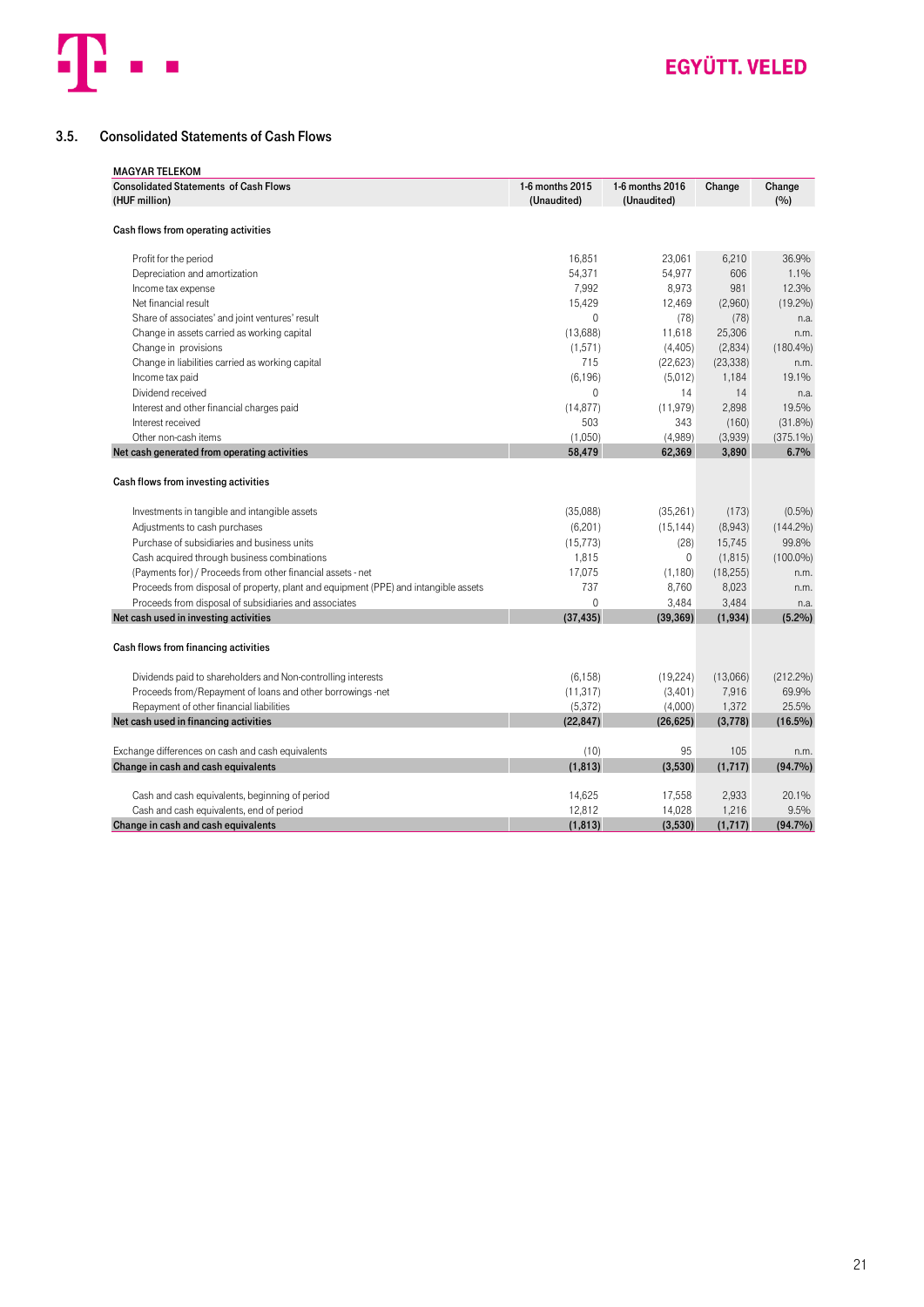## 3.5. Consolidated Statements of Cash Flows

| MAGYAR TELEKOM<br>Consolidated Statements of Cash Flows<br>(HUF million) | 1-6 months 2015<br>(Unaudited) | 1-6 months 2016<br>(Unaudited) | Change | Change<br>(%) |
|---|---|---|---|---|
| **Cash flows from operating activities** | | | | |
| Profit for the period | 16,851 | 23,061 | 6,210 | 36.9% |
| Depreciation and amortization | 54,371 | 54,977 | 606 | 1.1% |
| Income tax expense | 7,992 | 8,973 | 981 | 12.3% |
| Net financial result | 15,429 | 12,469 | (2,960) | (19.2%) |
| Share of associates' and joint ventures' result | 0 | (78) | (78) | n.a. |
| Change in assets carried as working capital | (13,688) | 11,618 | 25,306 | n.m. |
| Change in provisions | (1,571) | (4,405) | (2,834) | (180.4%) |
| Change in liabilities carried as working capital | 715 | (22,623) | (23,338) | n.m. |
| Income tax paid | (6,196) | (5,012) | 1,184 | 19.1% |
| Dividend received | 0 | 14 | 14 | n.a. |
| Interest and other financial charges paid | (14,877) | (11,979) | 2,898 | 19.5% |
| Interest received | 503 | 343 | (160) | (31.8%) |
| Other non-cash items | (1,050) | (4,989) | (3,939) | (375.1%) |
| **Net cash generated from operating activities** | **58,479** | **62,369** | **3,890** | **6.7%** |
| **Cash flows from investing activities** | | | | |
| Investments in tangible and intangible assets | (35,088) | (35,261) | (173) | (0.5%) |
| Adjustments to cash purchases | (6,201) | (15,144) | (8,943) | (144.2%) |
| Purchase of subsidiaries and business units | (15,773) | (28) | 15,745 | 99.8% |
| Cash acquired through business combinations | 1,815 | 0 | (1,815) | (100.0%) |
| (Payments for) / Proceeds from other financial assets - net | 17,075 | (1,180) | (18,255) | n.m. |
| Proceeds from disposal of property, plant and equipment (PPE) and intangible assets | 737 | 8,760 | 8,023 | n.m. |
| Proceeds from disposal of subsidiaries and associates | 0 | 3,484 | 3,484 | n.a. |
| **Net cash used in investing activities** | **(37,435)** | **(39,369)** | **(1,934)** | **(5.2%)** |
| **Cash flows from financing activities** | | | | |
| Dividends paid to shareholders and Non-controlling interests | (6,158) | (19,224) | (13,066) | (212.2%) |
| Proceeds from/Repayment of loans and other borrowings -net | (11,317) | (3,401) | 7,916 | 69.9% |
| Repayment of other financial liabilities | (5,372) | (4,000) | 1,372 | 25.5% |
| **Net cash used in financing activities** | **(22,847)** | **(26,625)** | **(3,778)** | **(16.5%)** |
| Exchange differences on cash and cash equivalents | (10) | 95 | 105 | n.m. |
| **Change in cash and cash equivalents** | **(1,813)** | **(3,530)** | **(1,717)** | **(94.7%)** |
| Cash and cash equivalents, beginning of period | 14,625 | 17,558 | 2,933 | 20.1% |
| Cash and cash equivalents, end of period | 12,812 | 14,028 | 1,216 | 9.5% |
| **Change in cash and cash equivalents** | **(1,813)** | **(3,530)** | **(1,717)** | **(94.7%)** |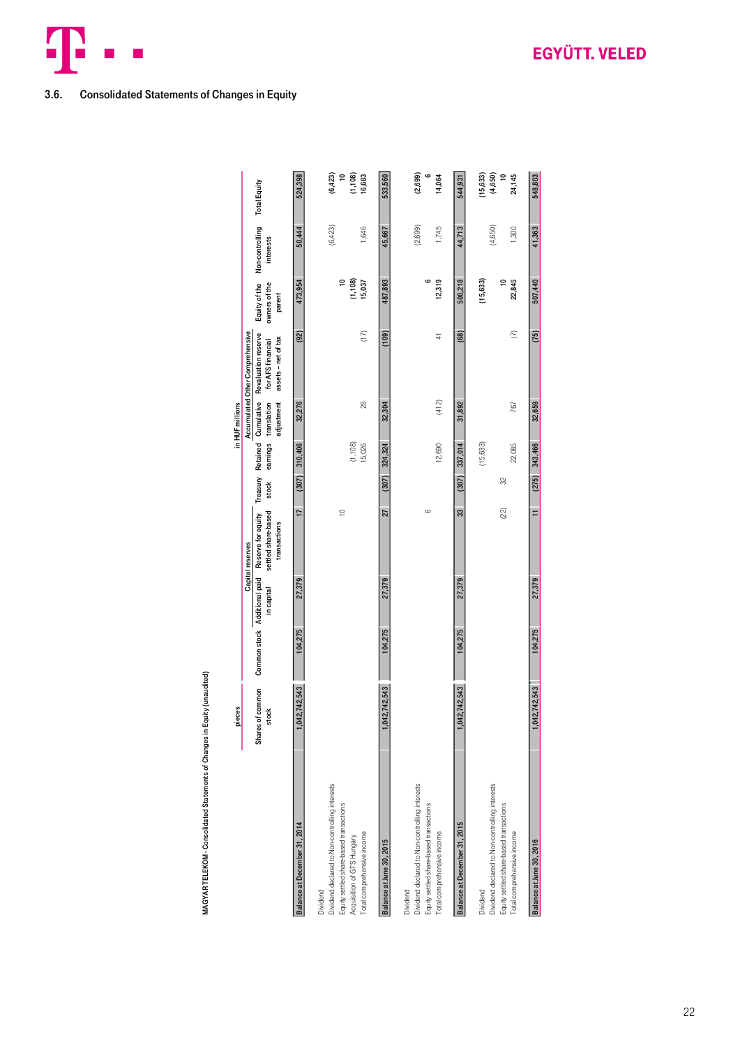## 3.6. Consolidated Statements of Changes in Equity

**MAGYAR TELEKOM - Consolidated Statements of Changes in Equity (unaudited)**

| | pieces | in HUF millions | | | | | | | | | |
|---|---|---|---|---|---|---|---|---|---|---|---|
| | | | Capital reserves | | | | Accumulated Other Comprehensive Income | | | | |
| | Shares of common stock | Common stock | Additional paid in capital | Reserve for equity settled share-based transactions | Treasury stock | Retained earnings | Cumulative translation adjustment | Revaluation reserve for AFS financial assets – net of tax | Equity of the owners of the parent | Non-controlling interests | Total Equity |
| **Balance at December 31, 2014** | 1,042,742,543 | 104,275 | 27,379 | 17 | (307) | 310,406 | 32,276 | (92) | 473,954 | 50,444 | 524,398 |
| Dividend | | | | | | | | | | | |
| Dividend declared to Non-controlling interests | | | | | | | | | | (6,423) | (6,423) |
| Equity settled share-based transactions | | | | 10 | | | | | 10 | | 10 |
| Acquisition of GTS Hungary | | | | | | (1,108) | | | (1,108) | | (1,108) |
| Total comprehensive income | | | | | | 15,026 | 28 | (17) | 15,037 | 1,646 | 16,683 |
| **Balance at June 30, 2015** | 1,042,742,543 | 104,275 | 27,379 | 27 | (307) | 324,324 | 32,304 | (109) | 487,893 | 45,667 | 533,560 |
| Dividend | | | | | | | | | | | |
| Dividend declared to Non-controlling interests | | | | | | | | | | (2,699) | (2,699) |
| Equity settled share-based transactions | | | | 6 | | | | | 6 | | 6 |
| Total comprehensive income | | | | | | 12,690 | (412) | 41 | 12,319 | 1,745 | 14,064 |
| **Balance at December 31, 2015** | 1,042,742,543 | 104,275 | 27,379 | 33 | (307) | 337,014 | 31,892 | (68) | 500,218 | 44,713 | 544,931 |
| Dividend | | | | | | (15,633) | | | (15,633) | | (15,633) |
| Dividend declared to Non-controlling interests | | | | | | | | | | (4,650) | (4,650) |
| Equity settled share-based transactions | | | | (22) | 32 | | | | 10 | | 10 |
| Total comprehensive income | | | | | | 22,085 | 767 | (7) | 22,845 | 1,300 | 24,145 |
| **Balance at June 30, 2016** | 1,042,742,543 | 104,275 | 27,379 | 11 | (275) | 343,466 | 32,659 | (75) | 507,440 | 41,363 | 548,803 |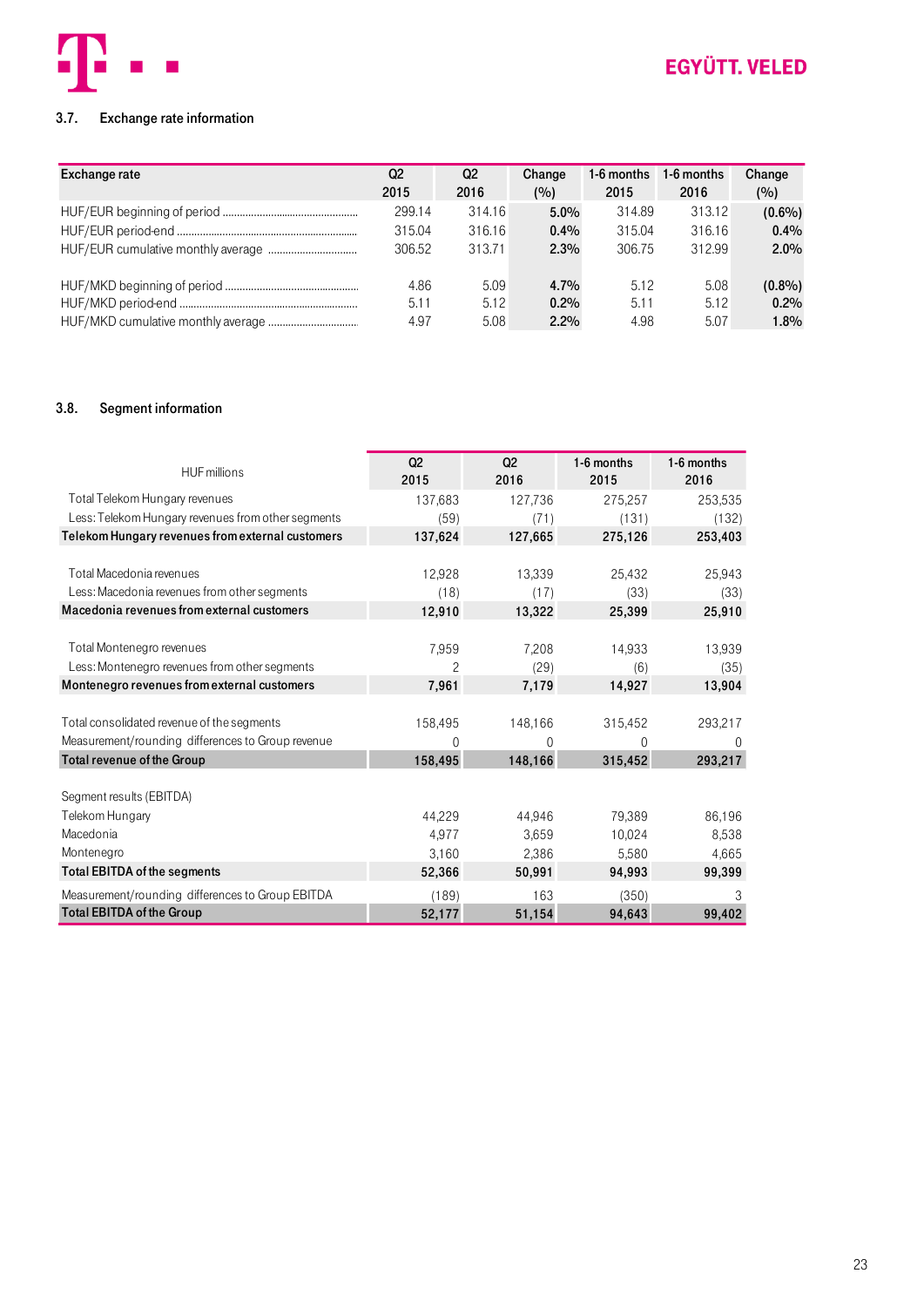### 3.7. Exchange rate information

| Exchange rate | Q2 2015 | Q2 2016 | Change (%) | 1-6 months 2015 | 1-6 months 2016 | Change (%) |
|---|---|---|---|---|---|---|
| HUF/EUR beginning of period | 299.14 | 314.16 | 5.0% | 314.89 | 313.12 | (0.6%) |
| HUF/EUR period-end | 315.04 | 316.16 | 0.4% | 315.04 | 316.16 | 0.4% |
| HUF/EUR cumulative monthly average | 306.52 | 313.71 | 2.3% | 306.75 | 312.99 | 2.0% |
| | | | | | | |
| HUF/MKD beginning of period | 4.86 | 5.09 | 4.7% | 5.12 | 5.08 | (0.8%) |
| HUF/MKD period-end | 5.11 | 5.12 | 0.2% | 5.11 | 5.12 | 0.2% |
| HUF/MKD cumulative monthly average | 4.97 | 5.08 | 2.2% | 4.98 | 5.07 | 1.8% |

### 3.8. Segment information

| HUF millions | Q2 2015 | Q2 2016 | 1-6 months 2015 | 1-6 months 2016 |
|---|---|---|---|---|
| Total Telekom Hungary revenues | 137,683 | 127,736 | 275,257 | 253,535 |
| Less: Telekom Hungary revenues from other segments | (59) | (71) | (131) | (132) |
| **Telekom Hungary revenues from external customers** | **137,624** | **127,665** | **275,126** | **253,403** |
| | | | | |
| Total Macedonia revenues | 12,928 | 13,339 | 25,432 | 25,943 |
| Less: Macedonia revenues from other segments | (18) | (17) | (33) | (33) |
| **Macedonia revenues from external customers** | **12,910** | **13,322** | **25,399** | **25,910** |
| | | | | |
| Total Montenegro revenues | 7,959 | 7,208 | 14,933 | 13,939 |
| Less: Montenegro revenues from other segments | 2 | (29) | (6) | (35) |
| **Montenegro revenues from external customers** | **7,961** | **7,179** | **14,927** | **13,904** |
| | | | | |
| Total consolidated revenue of the segments | 158,495 | 148,166 | 315,452 | 293,217 |
| Measurement/rounding differences to Group revenue | 0 | 0 | 0 | 0 |
| **Total revenue of the Group** | **158,495** | **148,166** | **315,452** | **293,217** |
| | | | | |
| Segment results (EBITDA) | | | | |
| Telekom Hungary | 44,229 | 44,946 | 79,389 | 86,196 |
| Macedonia | 4,977 | 3,659 | 10,024 | 8,538 |
| Montenegro | 3,160 | 2,386 | 5,580 | 4,665 |
| **Total EBITDA of the segments** | **52,366** | **50,991** | **94,993** | **99,399** |
| Measurement/rounding differences to Group EBITDA | (189) | 163 | (350) | 3 |
| **Total EBITDA of the Group** | **52,177** | **51,154** | **94,643** | **99,402** |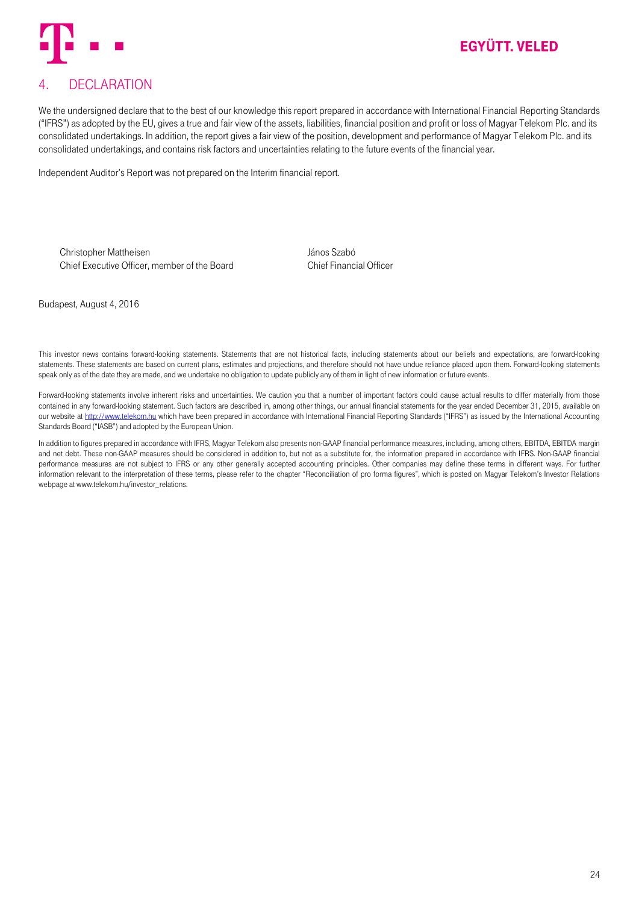## 4. DECLARATION

We the undersigned declare that to the best of our knowledge this report prepared in accordance with International Financial Reporting Standards ("IFRS") as adopted by the EU, gives a true and fair view of the assets, liabilities, financial position and profit or loss of Magyar Telekom Plc. and its consolidated undertakings. In addition, the report gives a fair view of the position, development and performance of Magyar Telekom Plc. and its consolidated undertakings, and contains risk factors and uncertainties relating to the future events of the financial year.

Independent Auditor's Report was not prepared on the Interim financial report.

Christopher Mattheisen
Chief Executive Officer, member of the Board

János Szabó
Chief Financial Officer

Budapest, August 4, 2016

This investor news contains forward-looking statements. Statements that are not historical facts, including statements about our beliefs and expectations, are forward-looking statements. These statements are based on current plans, estimates and projections, and therefore should not have undue reliance placed upon them. Forward-looking statements speak only as of the date they are made, and we undertake no obligation to update publicly any of them in light of new information or future events.

Forward-looking statements involve inherent risks and uncertainties. We caution you that a number of important factors could cause actual results to differ materially from those contained in any forward-looking statement. Such factors are described in, among other things, our annual financial statements for the year ended December 31, 2015, available on our website at http://www.telekom.hu which have been prepared in accordance with International Financial Reporting Standards ("IFRS") as issued by the International Accounting Standards Board ("IASB") and adopted by the European Union.

In addition to figures prepared in accordance with IFRS, Magyar Telekom also presents non-GAAP financial performance measures, including, among others, EBITDA, EBITDA margin and net debt. These non-GAAP measures should be considered in addition to, but not as a substitute for, the information prepared in accordance with IFRS. Non-GAAP financial performance measures are not subject to IFRS or any other generally accepted accounting principles. Other companies may define these terms in different ways. For further information relevant to the interpretation of these terms, please refer to the chapter "Reconciliation of pro forma figures", which is posted on Magyar Telekom's Investor Relations webpage at www.telekom.hu/investor_relations.